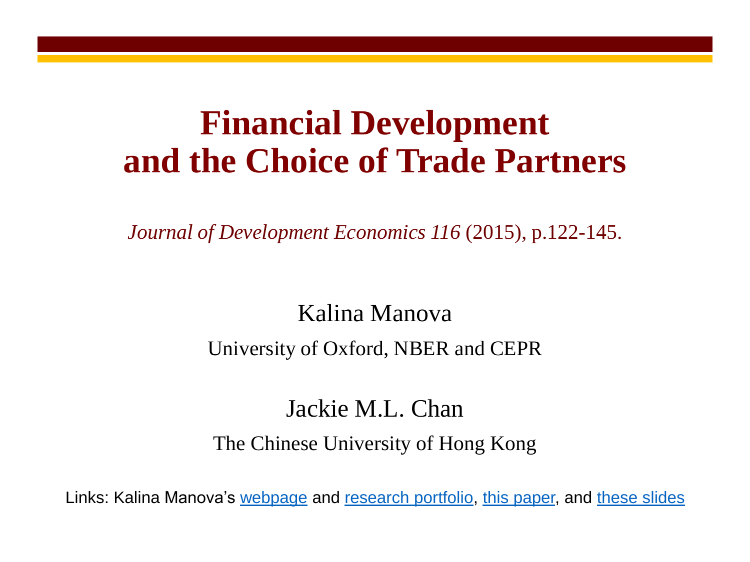# Financial Development and the Choice of Trade Partners

*Journal of Development Economics 116* (2015), p.122-145.

Kalina Manova

University of Oxford, NBER and CEPR

Jackie M.L. Chan

The Chinese University of Hong Kong

Links: Kalina Manova's webpage and research portfolio, this paper, and these slides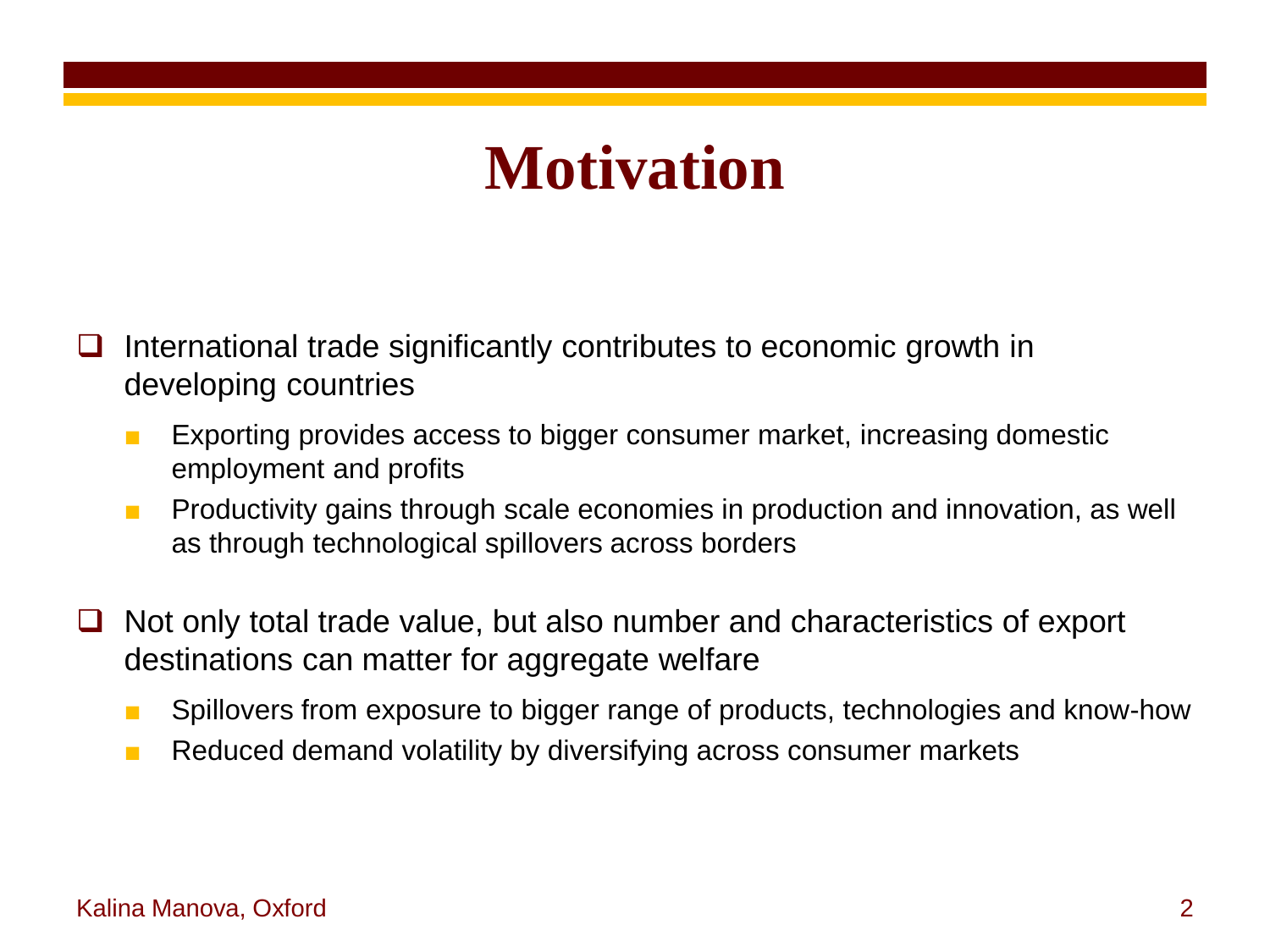# Motivation

- International trade significantly contributes to economic growth in developing countries
  - Exporting provides access to bigger consumer market, increasing domestic employment and profits
  - Productivity gains through scale economies in production and innovation, as well as through technological spillovers across borders
- Not only total trade value, but also number and characteristics of export destinations can matter for aggregate welfare
  - Spillovers from exposure to bigger range of products, technologies and know-how
  - Reduced demand volatility by diversifying across consumer markets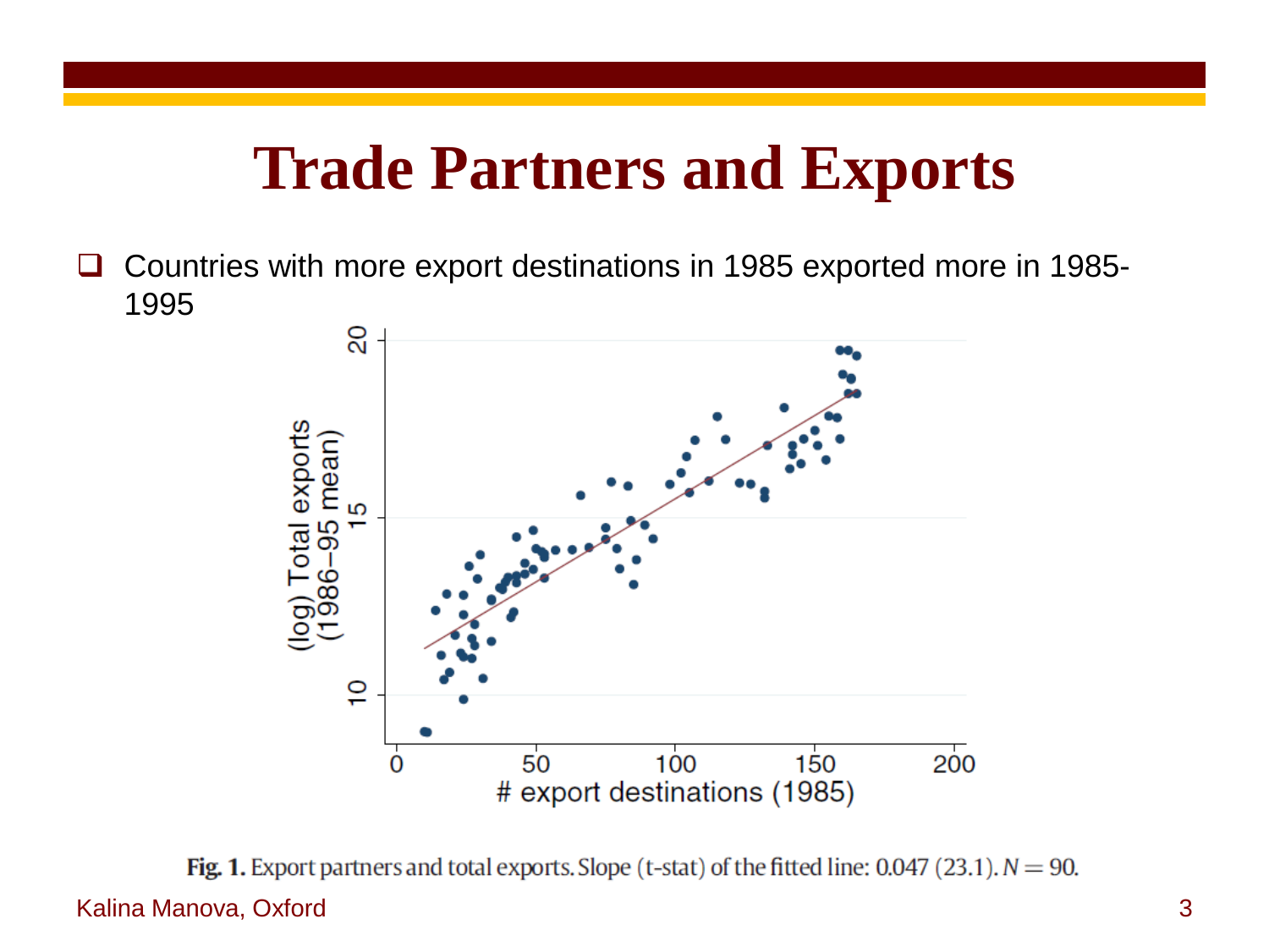# Trade Partners and Exports

- Countries with more export destinations in 1985 exported more in 1985-1995

**Fig. 1.** Export partners and total exports. Slope (t-stat) of the fitted line: 0.047 (23.1). $N = 90$.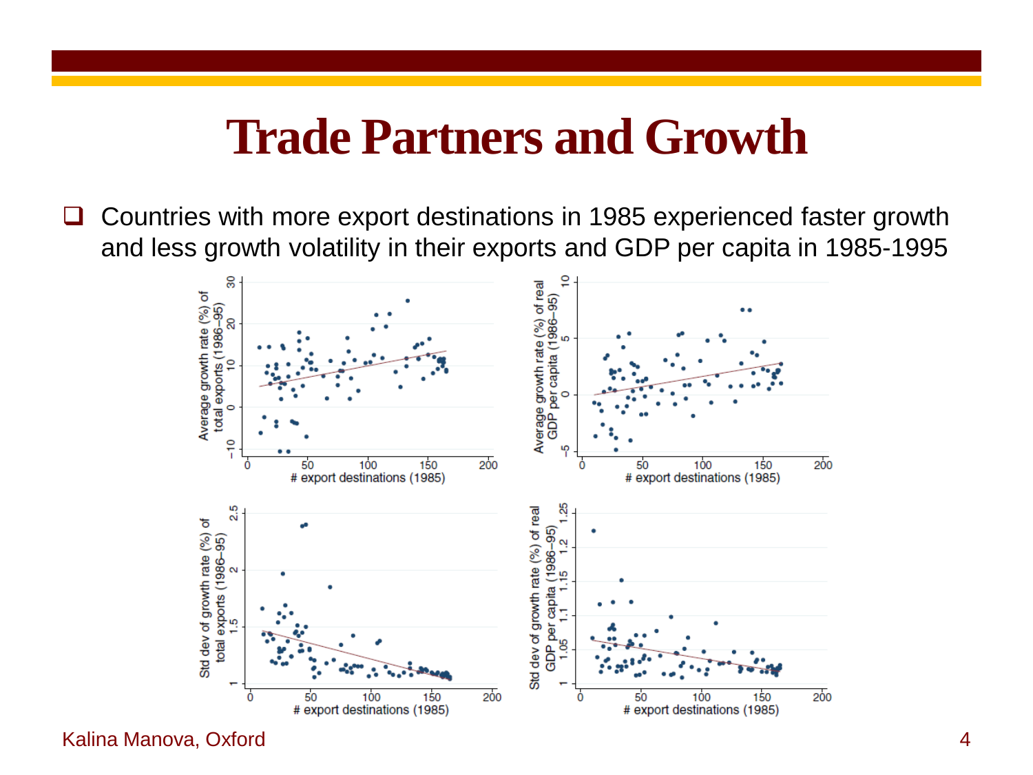# Trade Partners and Growth

- Countries with more export destinations in 1985 experienced faster growth and less growth volatility in their exports and GDP per capita in 1985-1995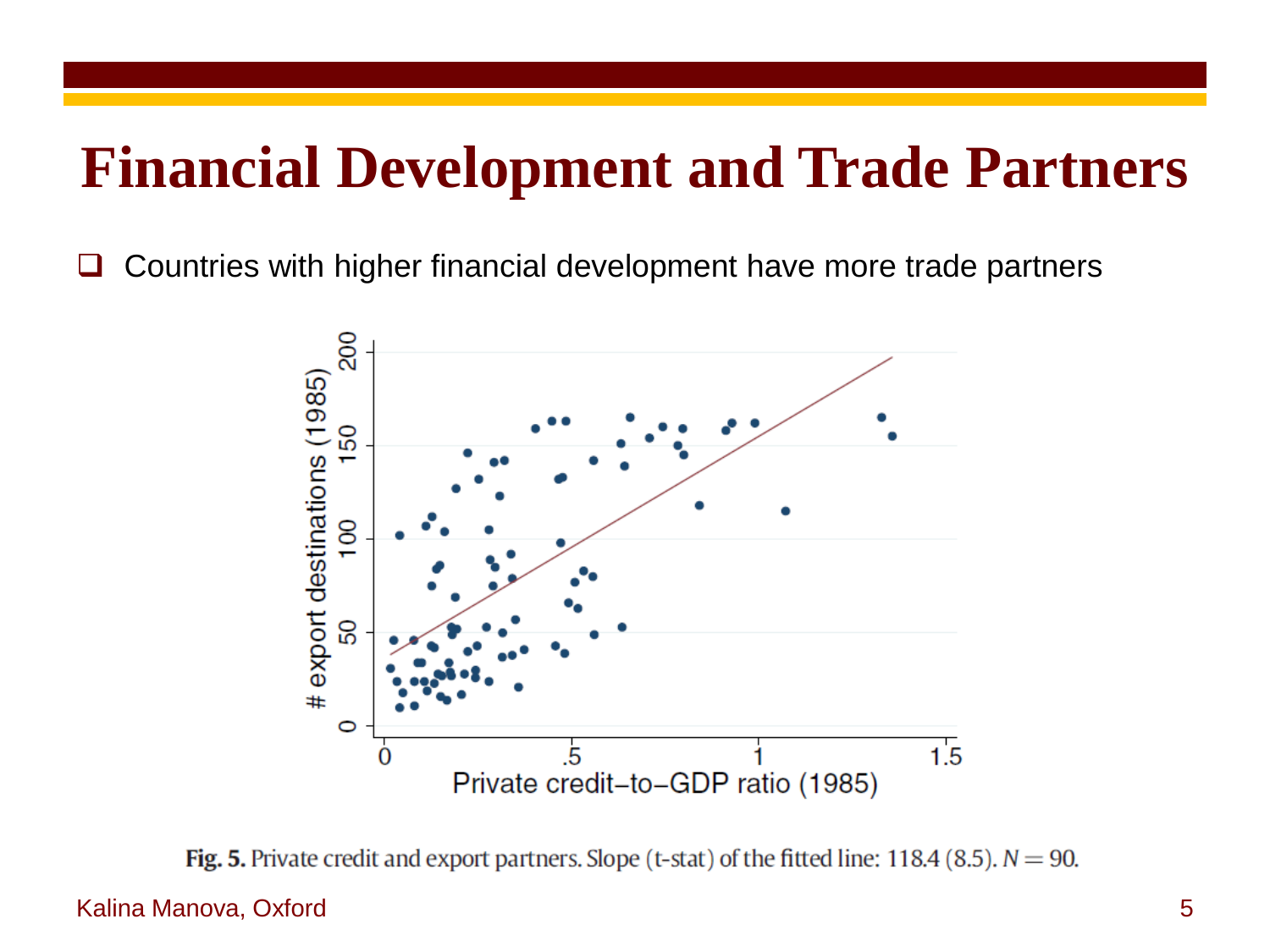# Financial Development and Trade Partners

- Countries with higher financial development have more trade partners

**Fig. 5.** Private credit and export partners. Slope (t-stat) of the fitted line: 118.4 (8.5). $N = 90$.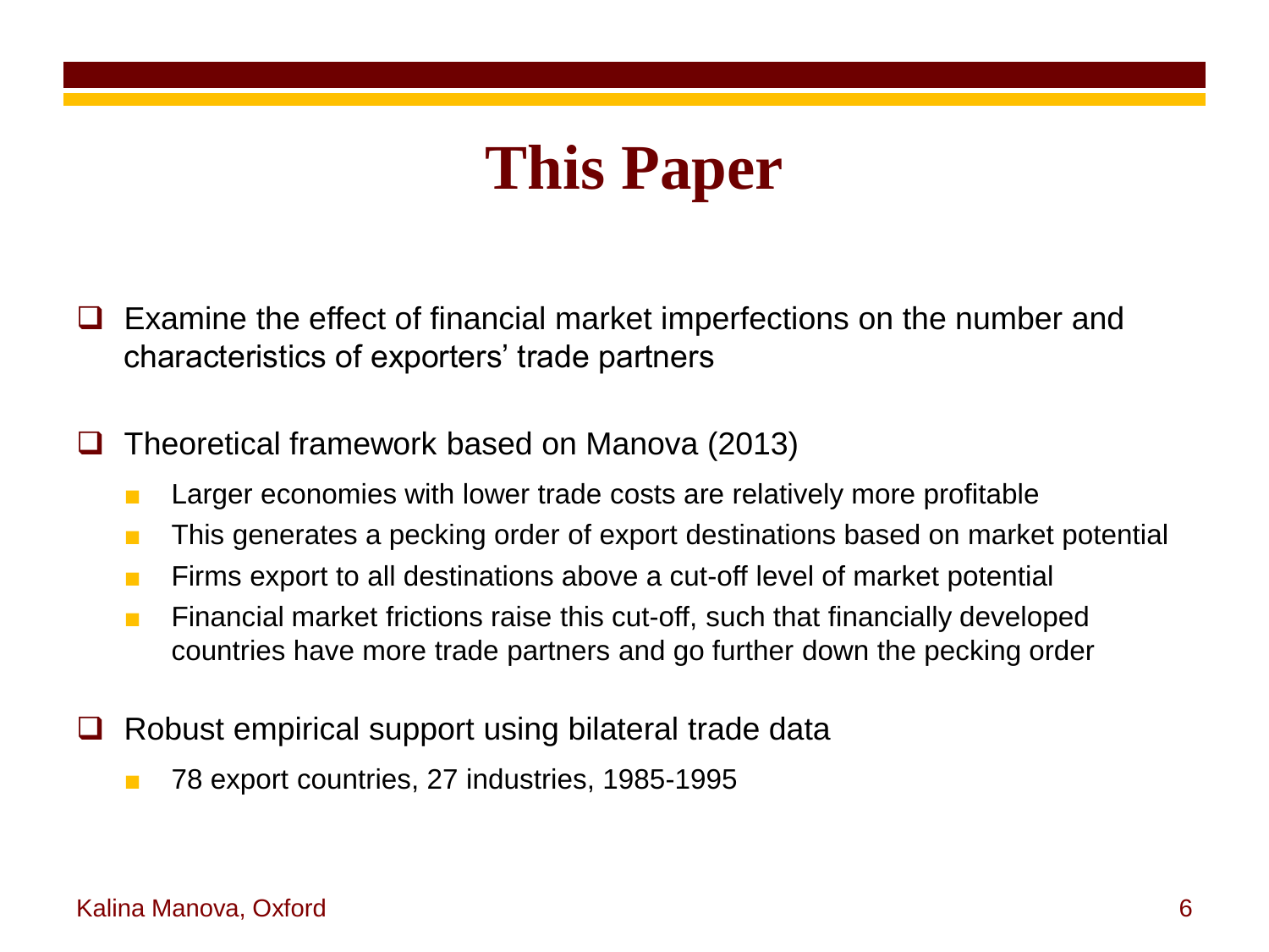# This Paper

- Examine the effect of financial market imperfections on the number and characteristics of exporters' trade partners

- Theoretical framework based on Manova (2013)
  - Larger economies with lower trade costs are relatively more profitable
  - This generates a pecking order of export destinations based on market potential
  - Firms export to all destinations above a cut-off level of market potential
  - Financial market frictions raise this cut-off, such that financially developed countries have more trade partners and go further down the pecking order

- Robust empirical support using bilateral trade data
  - 78 export countries, 27 industries, 1985-1995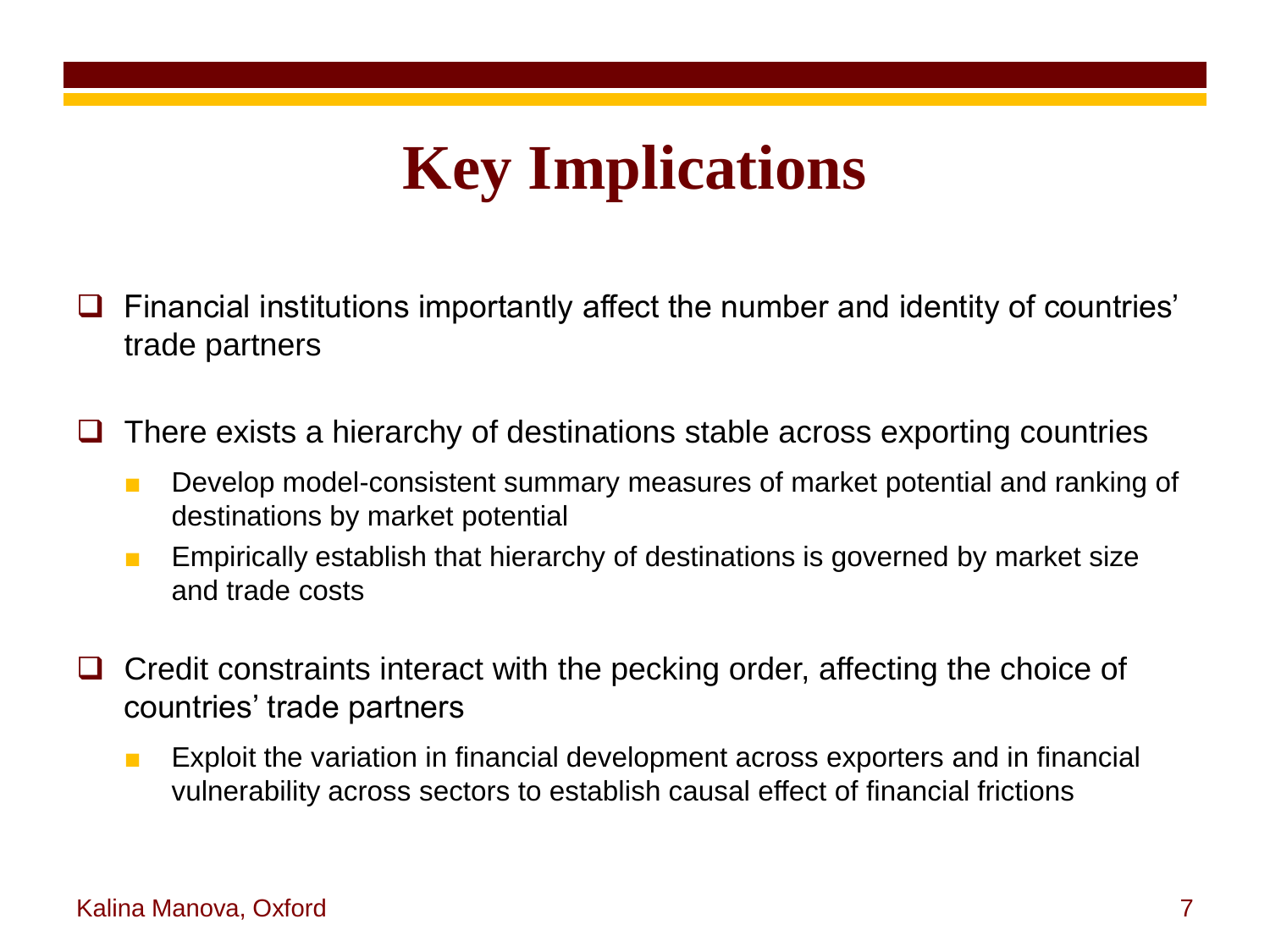# Key Implications

- Financial institutions importantly affect the number and identity of countries' trade partners

- There exists a hierarchy of destinations stable across exporting countries
  - Develop model-consistent summary measures of market potential and ranking of destinations by market potential
  - Empirically establish that hierarchy of destinations is governed by market size and trade costs

- Credit constraints interact with the pecking order, affecting the choice of countries' trade partners
  - Exploit the variation in financial development across exporters and in financial vulnerability across sectors to establish causal effect of financial frictions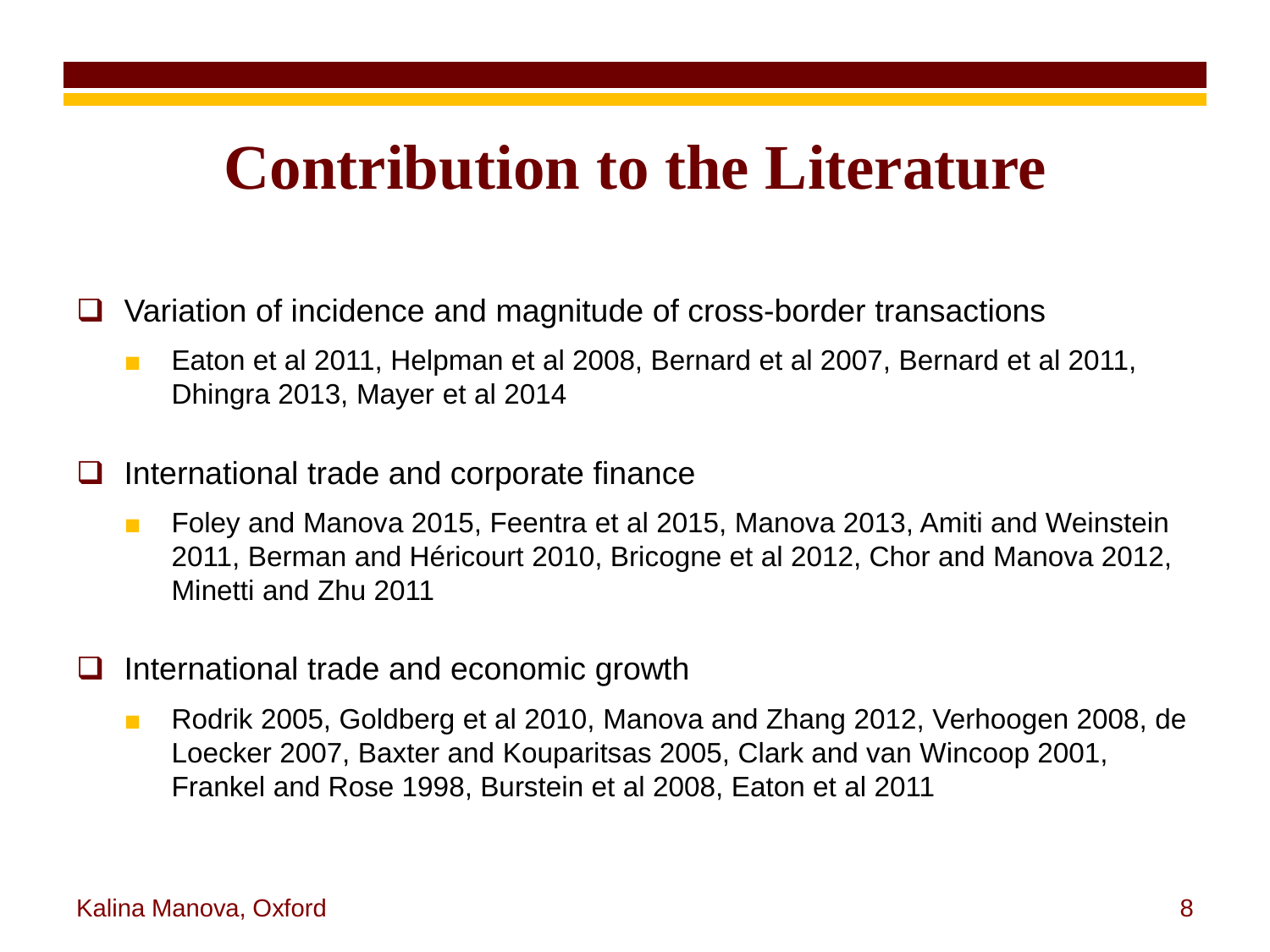# Contribution to the Literature

- Variation of incidence and magnitude of cross-border transactions
  - Eaton et al 2011, Helpman et al 2008, Bernard et al 2007, Bernard et al 2011, Dhingra 2013, Mayer et al 2014
- International trade and corporate finance
  - Foley and Manova 2015, Feentra et al 2015, Manova 2013, Amiti and Weinstein 2011, Berman and Héricourt 2010, Bricogne et al 2012, Chor and Manova 2012, Minetti and Zhu 2011
- International trade and economic growth
  - Rodrik 2005, Goldberg et al 2010, Manova and Zhang 2012, Verhoogen 2008, de Loecker 2007, Baxter and Kouparitsas 2005, Clark and van Wincoop 2001, Frankel and Rose 1998, Burstein et al 2008, Eaton et al 2011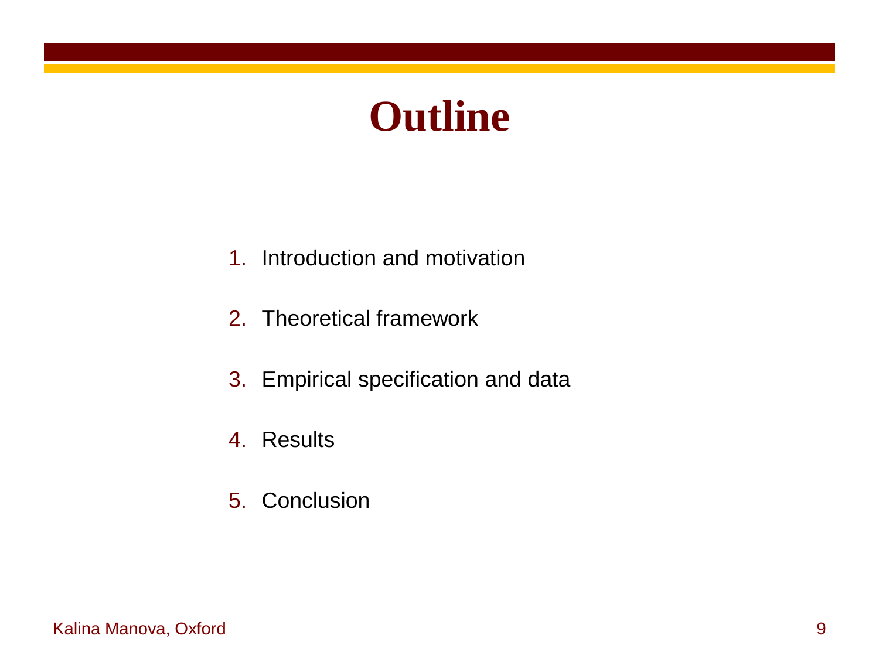# Outline

1. Introduction and motivation
2. Theoretical framework
3. Empirical specification and data
4. Results
5. Conclusion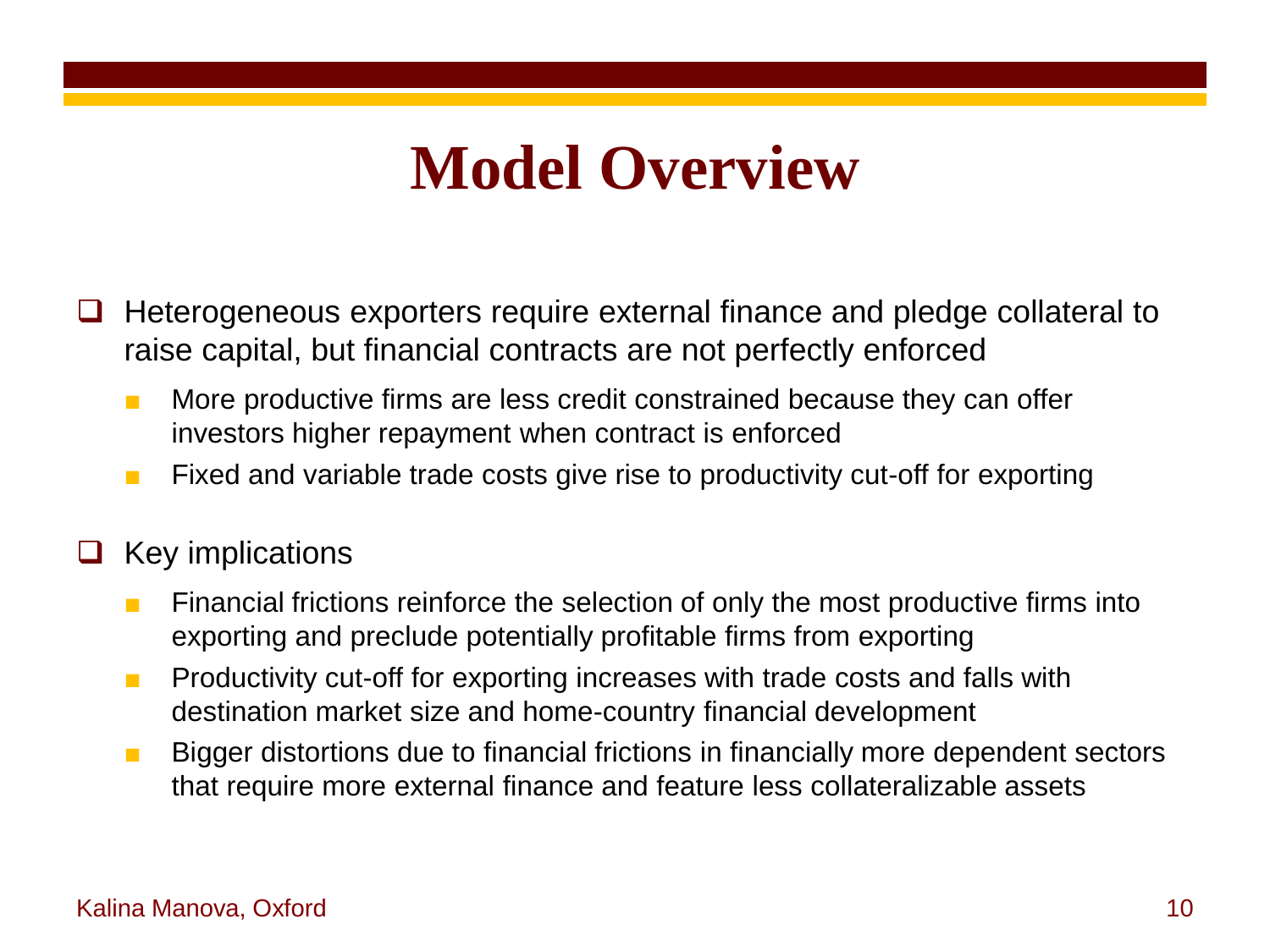# Model Overview

- Heterogeneous exporters require external finance and pledge collateral to raise capital, but financial contracts are not perfectly enforced
  - More productive firms are less credit constrained because they can offer investors higher repayment when contract is enforced
  - Fixed and variable trade costs give rise to productivity cut-off for exporting

- Key implications
  - Financial frictions reinforce the selection of only the most productive firms into exporting and preclude potentially profitable firms from exporting
  - Productivity cut-off for exporting increases with trade costs and falls with destination market size and home-country financial development
  - Bigger distortions due to financial frictions in financially more dependent sectors that require more external finance and feature less collateralizable assets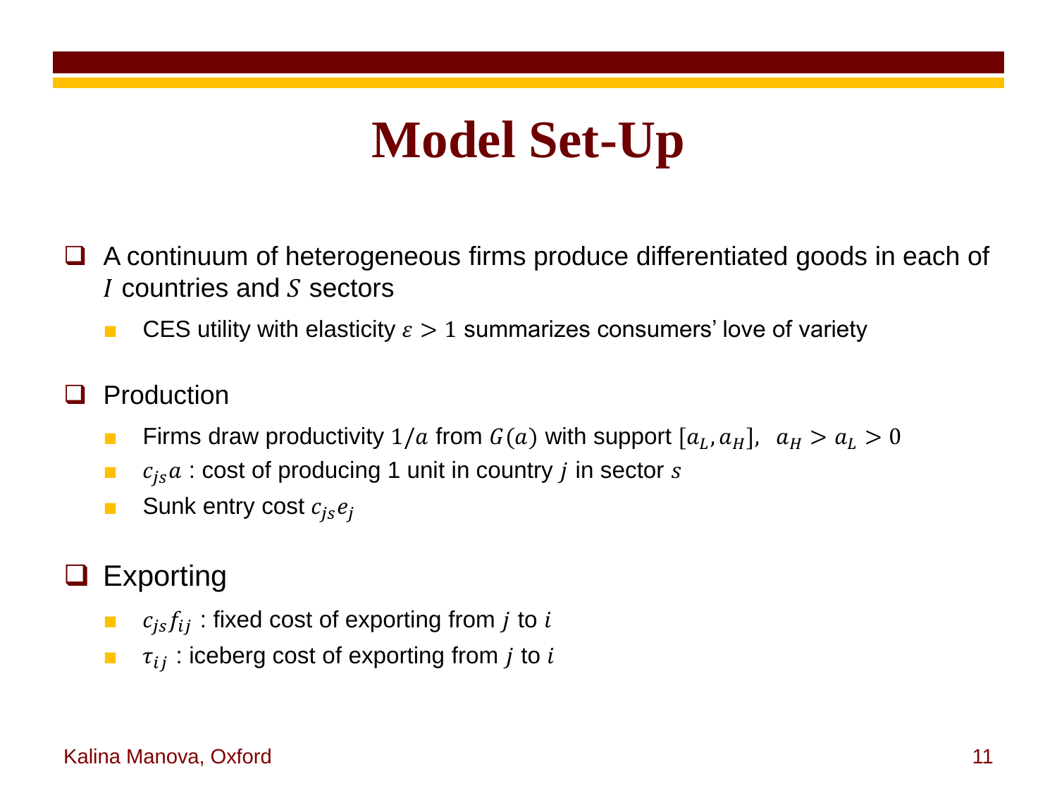# Model Set-Up

- A continuum of heterogeneous firms produce differentiated goods in each of $I$ countries and $S$ sectors
  - CES utility with elasticity $\varepsilon > 1$ summarizes consumers' love of variety

- Production
  - Firms draw productivity $1/a$ from $G(a)$ with support $[a_L, a_H]$, $a_H > a_L > 0$
  - $c_{js}a$ : cost of producing 1 unit in country $j$ in sector $s$
  - Sunk entry cost $c_{js}e_j$

- Exporting
  - $c_{js}f_{ij}$ : fixed cost of exporting from $j$ to $i$
  - $\tau_{ij}$ : iceberg cost of exporting from $j$ to $i$

Kalina Manova, Oxford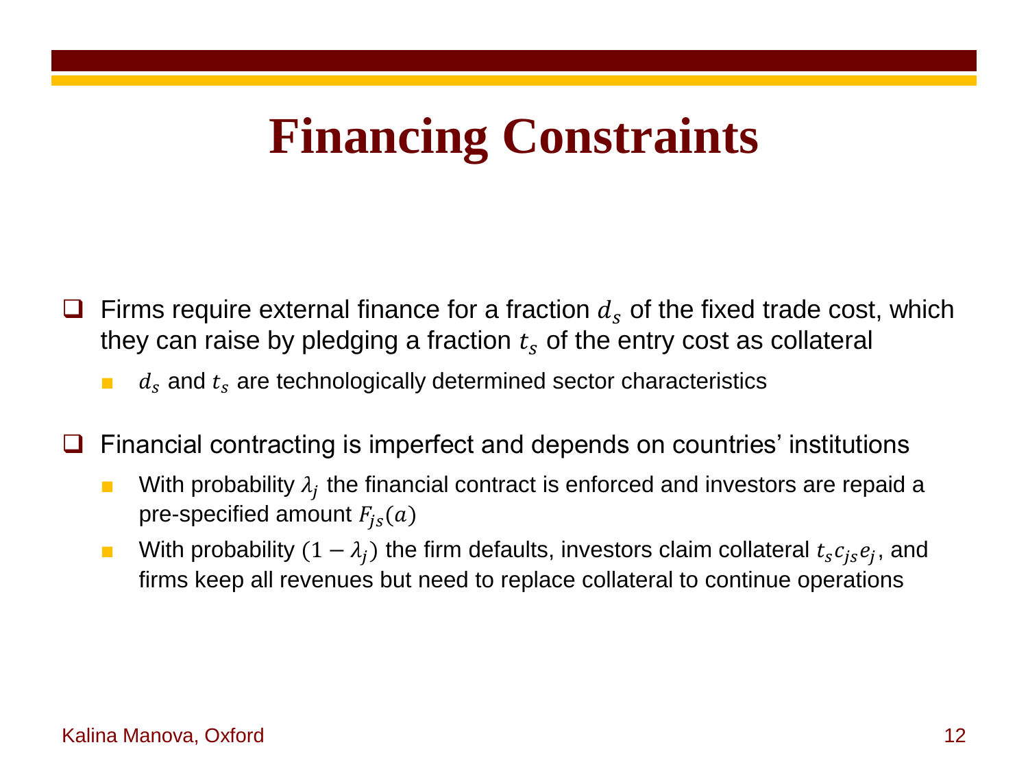# Financing Constraints

- Firms require external finance for a fraction $d_s$ of the fixed trade cost, which they can raise by pledging a fraction $t_s$ of the entry cost as collateral
  - $d_s$ and $t_s$ are technologically determined sector characteristics

- Financial contracting is imperfect and depends on countries' institutions
  - With probability $\lambda_j$ the financial contract is enforced and investors are repaid a pre-specified amount $F_{js}(a)$
  - With probability $(1 - \lambda_j)$ the firm defaults, investors claim collateral $t_s c_{js} e_j$, and firms keep all revenues but need to replace collateral to continue operations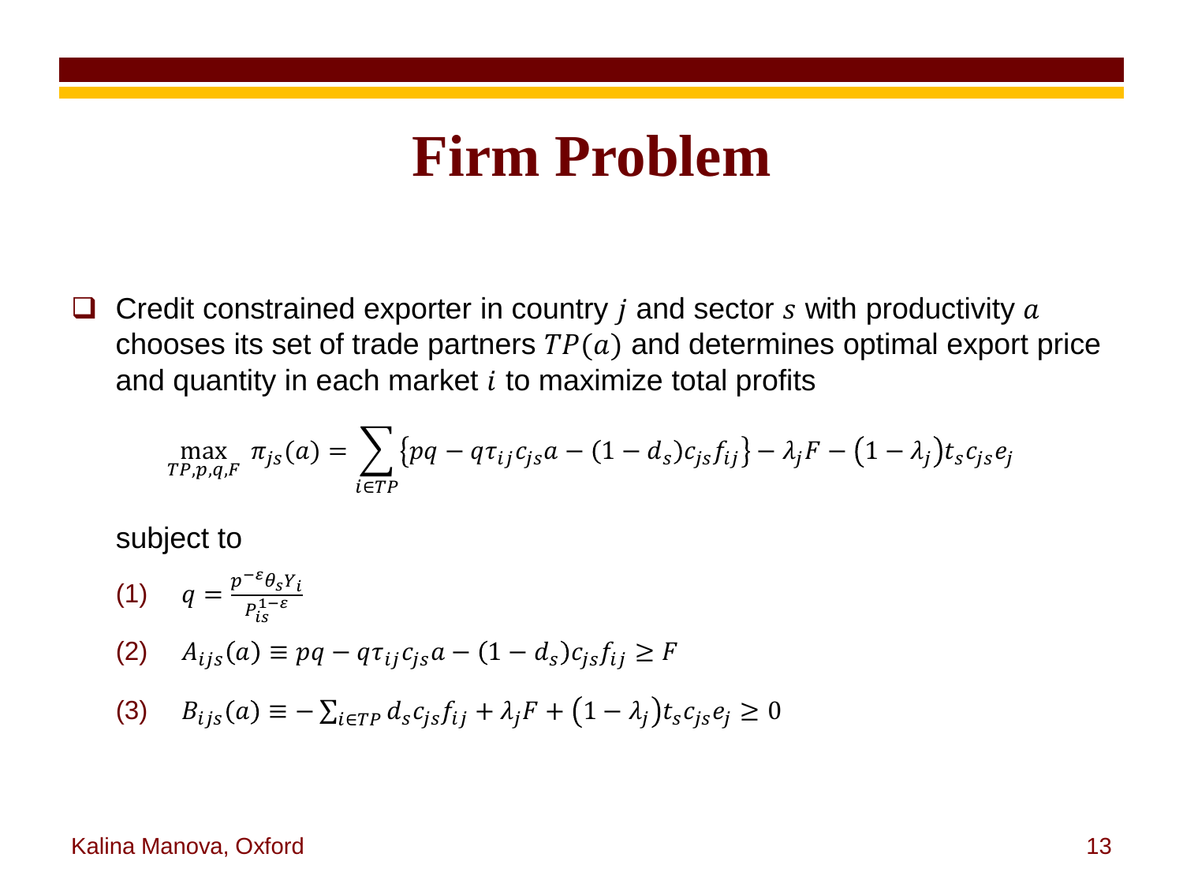# Firm Problem

- Credit constrained exporter in country $j$ and sector $s$ with productivity $a$ chooses its set of trade partners $TP(a)$ and determines optimal export price and quantity in each market $i$ to maximize total profits

$$\max_{TP,p,q,F} \ \pi_{js}(a) = \sum_{i \in TP} \left\{ pq - q\tau_{ij}c_{js}a - (1-d_s)c_{js}f_{ij} \right\} - \lambda_j F - \left(1-\lambda_j\right) t_s c_{js} e_j$$

subject to

(1) $\quad q = \frac{p^{-\varepsilon}\theta_s Y_i}{P_{is}^{1-\varepsilon}}$

(2) $\quad A_{ijs}(a) \equiv pq - q\tau_{ij}c_{js}a - (1-d_s)c_{js}f_{ij} \geq F$

(3) $\quad B_{ijs}(a) \equiv -\sum_{i \in TP} d_s c_{js} f_{ij} + \lambda_j F + \left(1-\lambda_j\right) t_s c_{js} e_j \geq 0$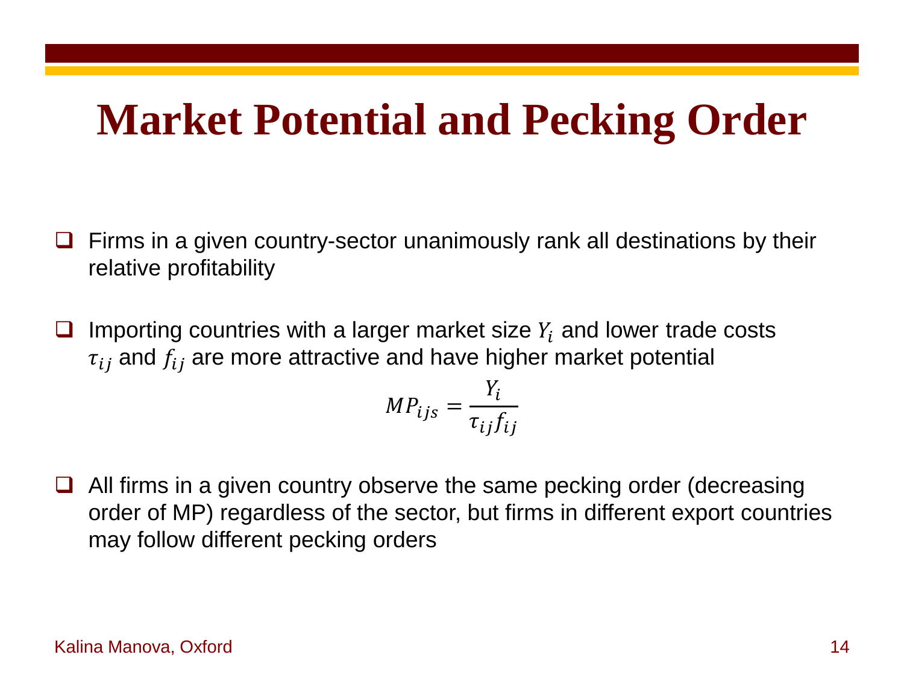# Market Potential and Pecking Order

- Firms in a given country-sector unanimously rank all destinations by their relative profitability

- Importing countries with a larger market size $Y_i$ and lower trade costs $\tau_{ij}$ and $f_{ij}$ are more attractive and have higher market potential

$$MP_{ijs} = \frac{Y_i}{\tau_{ij} f_{ij}}$$

- All firms in a given country observe the same pecking order (decreasing order of MP) regardless of the sector, but firms in different export countries may follow different pecking orders

Kalina Manova, Oxford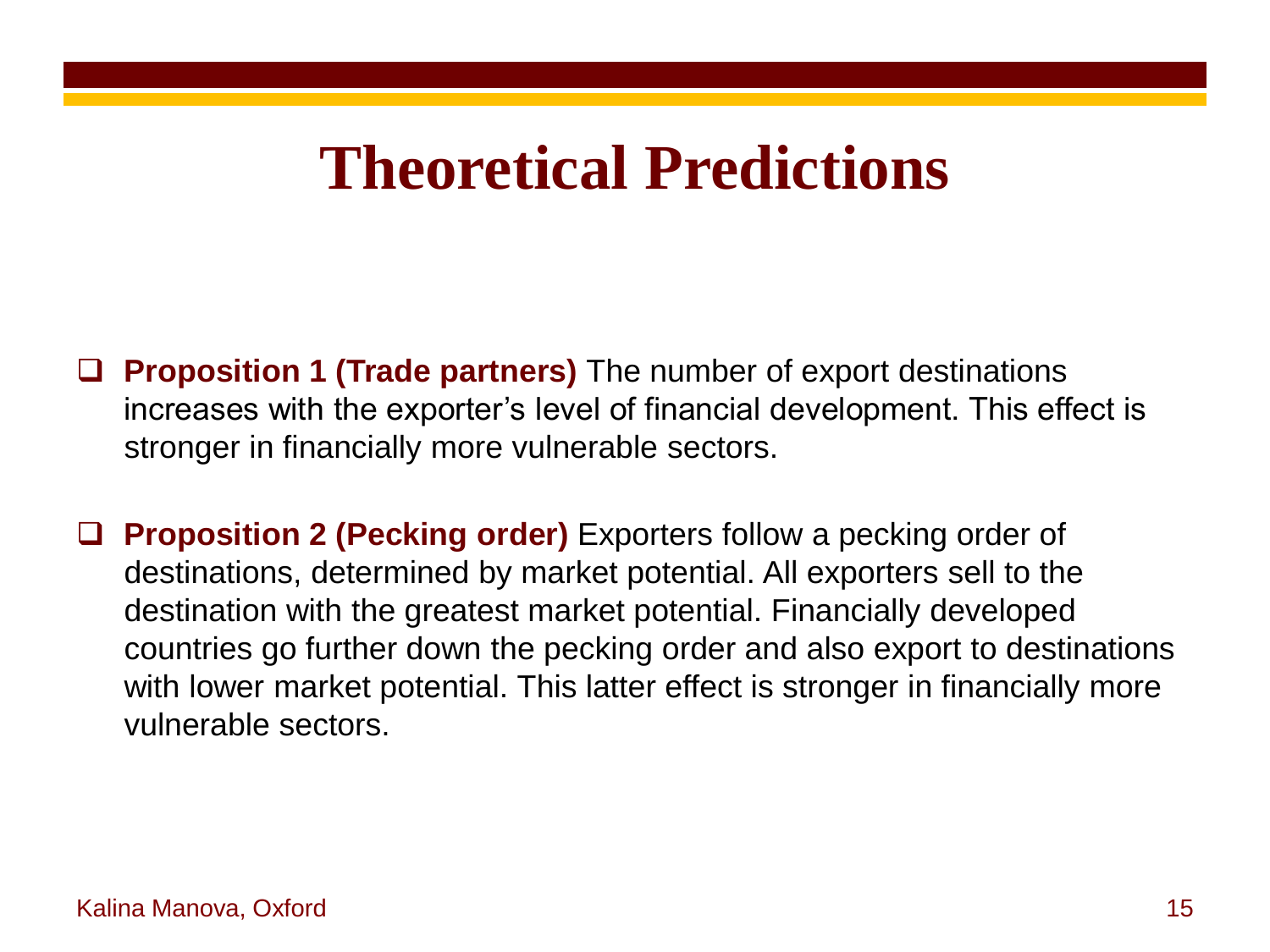# Theoretical Predictions

- **Proposition 1 (Trade partners)** The number of export destinations increases with the exporter's level of financial development. This effect is stronger in financially more vulnerable sectors.

- **Proposition 2 (Pecking order)** Exporters follow a pecking order of destinations, determined by market potential. All exporters sell to the destination with the greatest market potential. Financially developed countries go further down the pecking order and also export to destinations with lower market potential. This latter effect is stronger in financially more vulnerable sectors.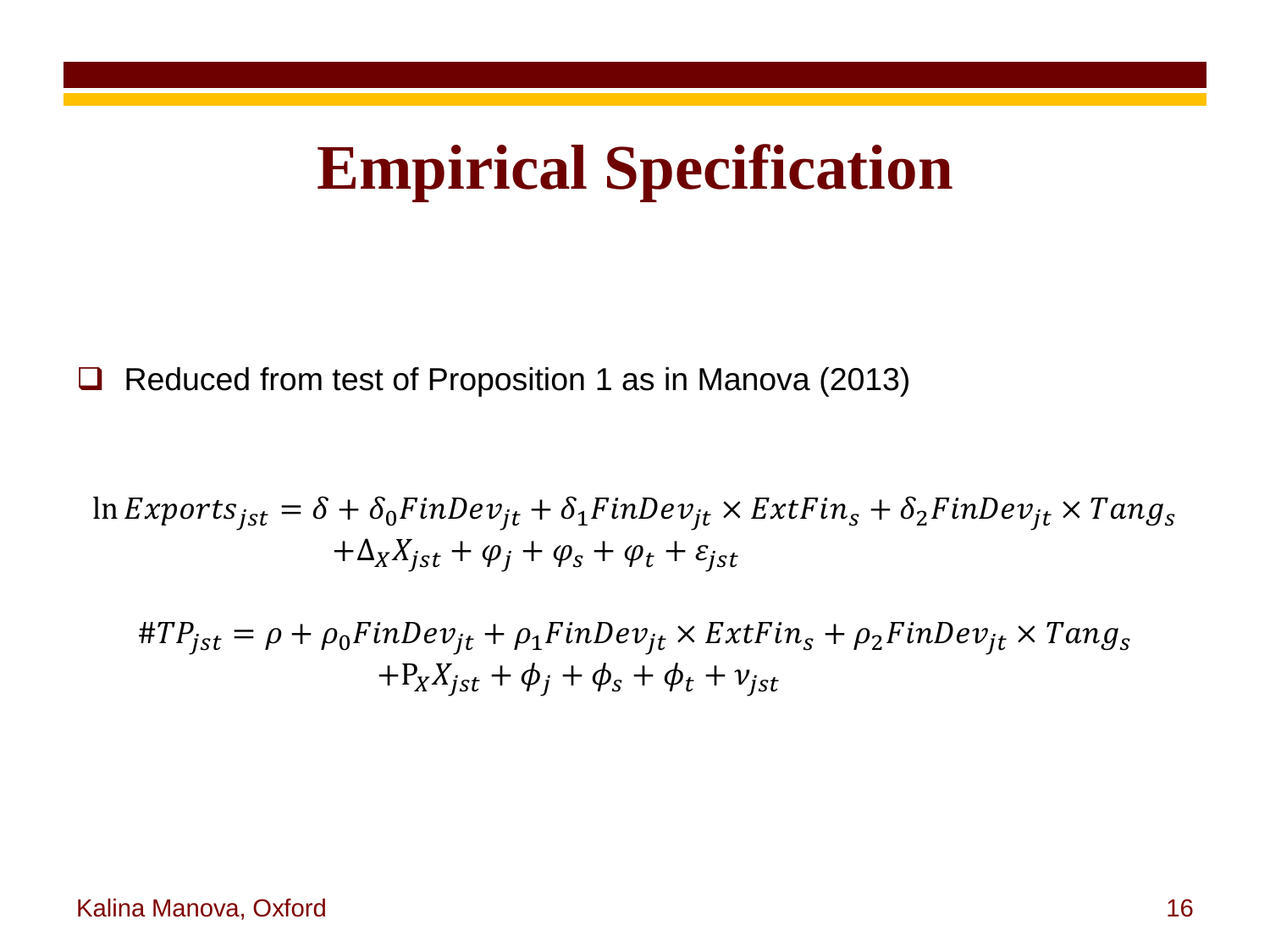# Empirical Specification

- Reduced from test of Proposition 1 as in Manova (2013)

$$
\ln Exports_{jst} = \delta + \delta_0 FinDev_{jt} + \delta_1 FinDev_{jt} \times ExtFin_s + \delta_2 FinDev_{jt} \times Tang_s + \Delta_X X_{jst} + \varphi_j + \varphi_s + \varphi_t + \varepsilon_{jst}
$$

$$
\#TP_{jst} = \rho + \rho_0 FinDev_{jt} + \rho_1 FinDev_{jt} \times ExtFin_s + \rho_2 FinDev_{jt} \times Tang_s + \mathrm{P}_X X_{jst} + \phi_j + \phi_s + \phi_t + \nu_{jst}
$$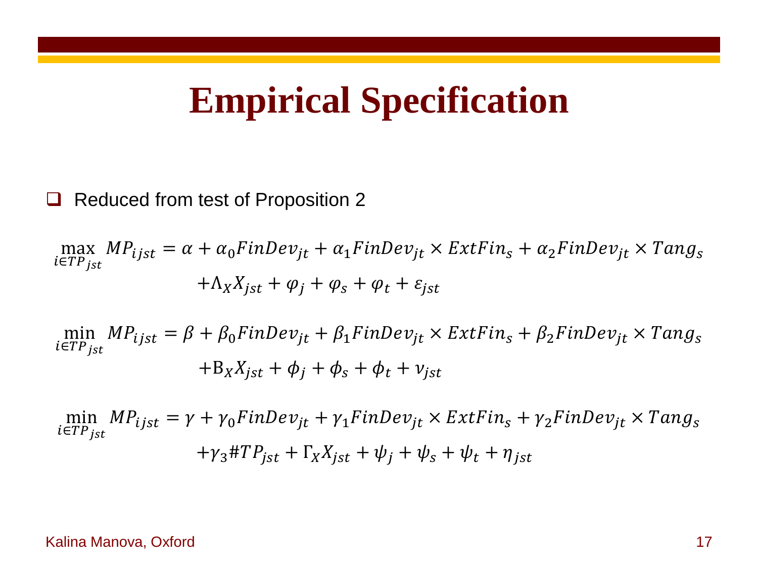# Empirical Specification

- Reduced from test of Proposition 2

$$
\max_{i \in TP_{jst}} MP_{ijst} = \alpha + \alpha_0 FinDev_{jt} + \alpha_1 FinDev_{jt} \times ExtFin_s + \alpha_2 FinDev_{jt} \times Tang_s
$$
$$
+ \Lambda_X X_{jst} + \varphi_j + \varphi_s + \varphi_t + \varepsilon_{jst}
$$

$$
\min_{i \in TP_{jst}} MP_{ijst} = \beta + \beta_0 FinDev_{jt} + \beta_1 FinDev_{jt} \times ExtFin_s + \beta_2 FinDev_{jt} \times Tang_s
$$
$$
+ \mathrm{B}_X X_{jst} + \phi_j + \phi_s + \phi_t + \nu_{jst}
$$

$$
\min_{i \in TP_{jst}} MP_{ijst} = \gamma + \gamma_0 FinDev_{jt} + \gamma_1 FinDev_{jt} \times ExtFin_s + \gamma_2 FinDev_{jt} \times Tang_s
$$
$$
+ \gamma_3 \# TP_{jst} + \Gamma_X X_{jst} + \psi_j + \psi_s + \psi_t + \eta_{jst}
$$

Kalina Manova, Oxford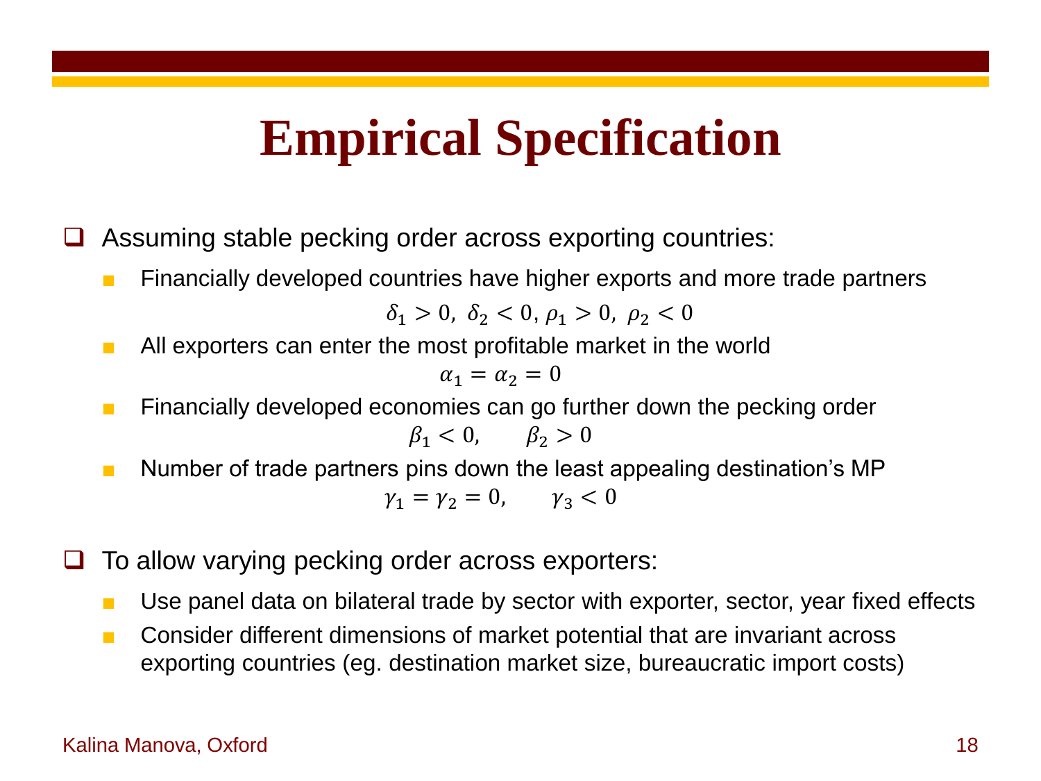# Empirical Specification

- Assuming stable pecking order across exporting countries:
  - Financially developed countries have higher exports and more trade partners

    $$\delta_1 > 0,\ \delta_2 < 0,\ \rho_1 > 0,\ \rho_2 < 0$$

  - All exporters can enter the most profitable market in the world

    $$\alpha_1 = \alpha_2 = 0$$

  - Financially developed economies can go further down the pecking order

    $$\beta_1 < 0, \qquad \beta_2 > 0$$

  - Number of trade partners pins down the least appealing destination's MP

    $$\gamma_1 = \gamma_2 = 0, \qquad \gamma_3 < 0$$

- To allow varying pecking order across exporters:
  - Use panel data on bilateral trade by sector with exporter, sector, year fixed effects
  - Consider different dimensions of market potential that are invariant across exporting countries (eg. destination market size, bureaucratic import costs)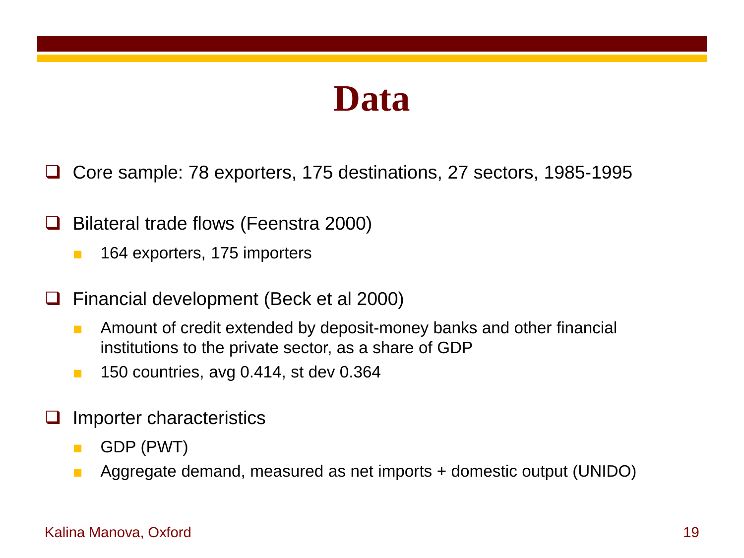# Data

- Core sample: 78 exporters, 175 destinations, 27 sectors, 1985-1995
- Bilateral trade flows (Feenstra 2000)
  - 164 exporters, 175 importers
- Financial development (Beck et al 2000)
  - Amount of credit extended by deposit-money banks and other financial institutions to the private sector, as a share of GDP
  - 150 countries, avg 0.414, st dev 0.364
- Importer characteristics
  - GDP (PWT)
  - Aggregate demand, measured as net imports + domestic output (UNIDO)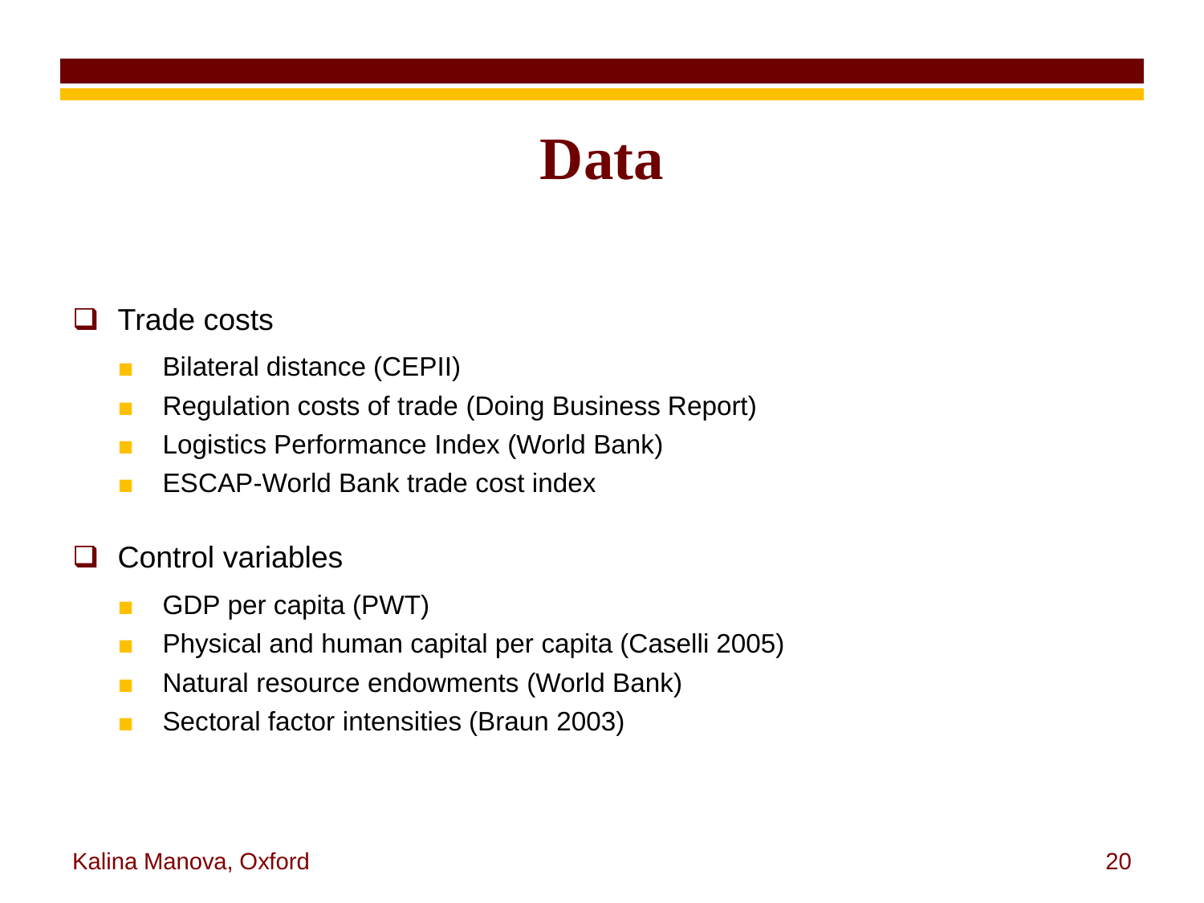# Data

- Trade costs
  - Bilateral distance (CEPII)
  - Regulation costs of trade (Doing Business Report)
  - Logistics Performance Index (World Bank)
  - ESCAP-World Bank trade cost index

- Control variables
  - GDP per capita (PWT)
  - Physical and human capital per capita (Caselli 2005)
  - Natural resource endowments (World Bank)
  - Sectoral factor intensities (Braun 2003)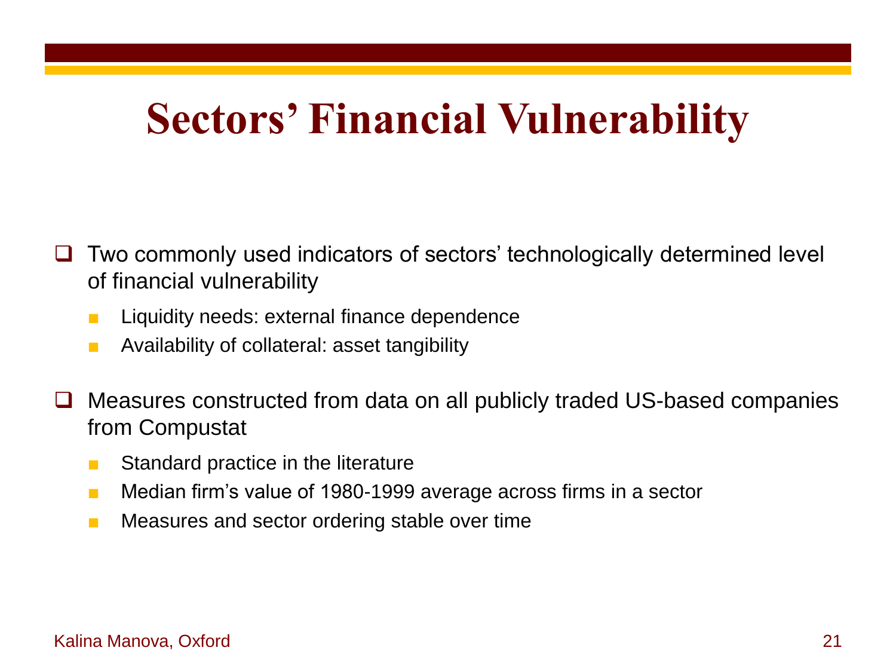# Sectors' Financial Vulnerability

- Two commonly used indicators of sectors' technologically determined level of financial vulnerability
  - Liquidity needs: external finance dependence
  - Availability of collateral: asset tangibility

- Measures constructed from data on all publicly traded US-based companies from Compustat
  - Standard practice in the literature
  - Median firm's value of 1980-1999 average across firms in a sector
  - Measures and sector ordering stable over time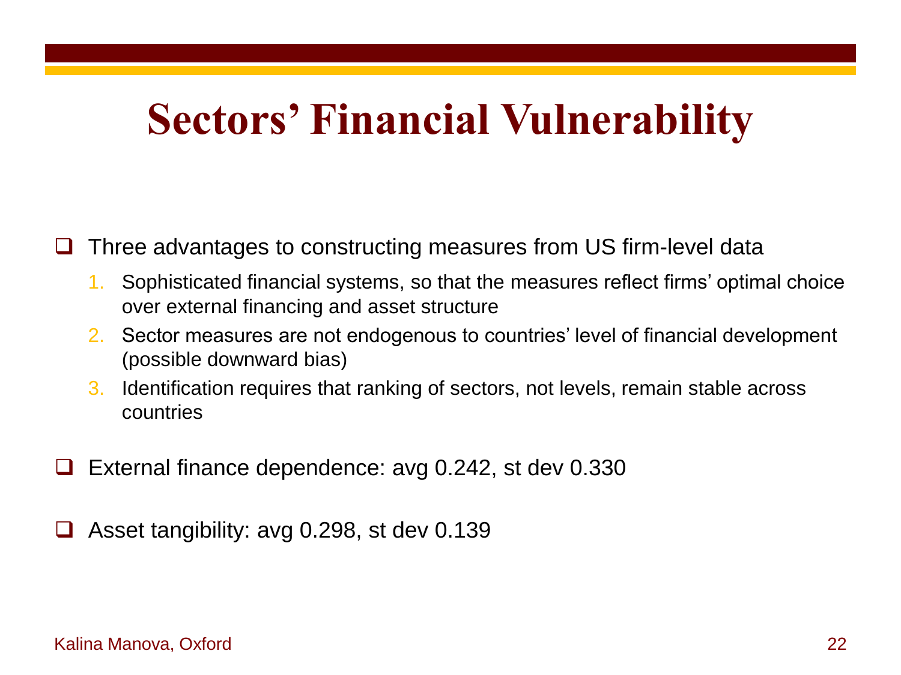# Sectors' Financial Vulnerability

- Three advantages to constructing measures from US firm-level data
  1. Sophisticated financial systems, so that the measures reflect firms' optimal choice over external financing and asset structure
  2. Sector measures are not endogenous to countries' level of financial development (possible downward bias)
  3. Identification requires that ranking of sectors, not levels, remain stable across countries

- External finance dependence: avg 0.242, st dev 0.330

- Asset tangibility: avg 0.298, st dev 0.139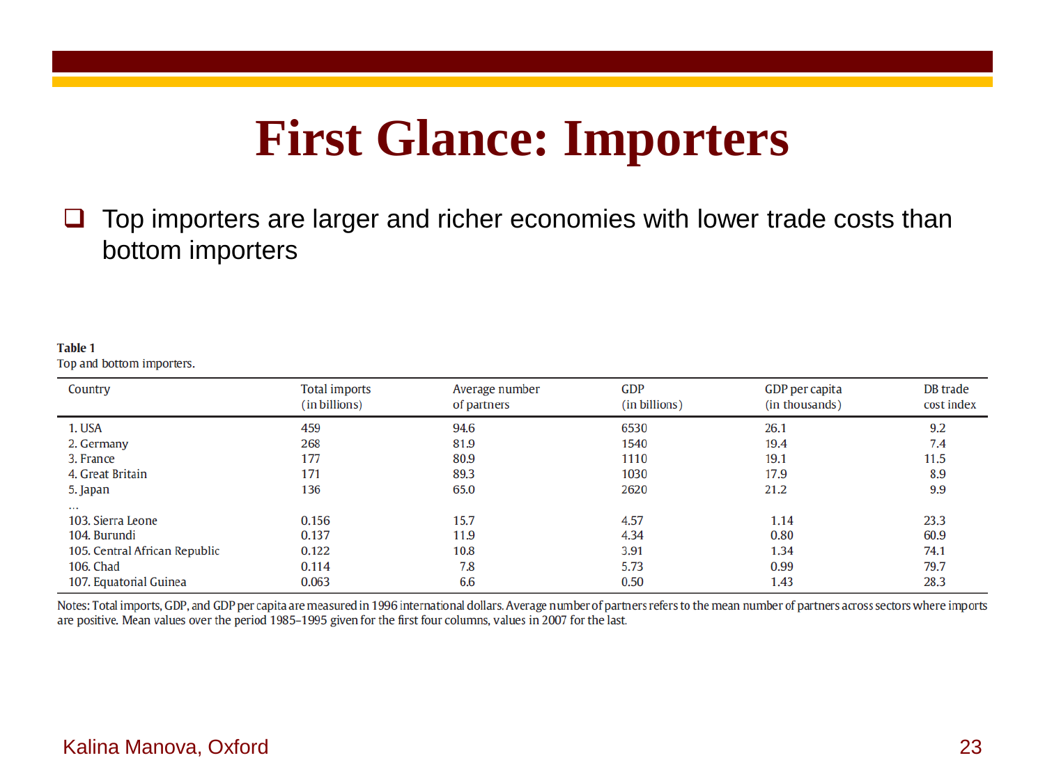# First Glance: Importers

- Top importers are larger and richer economies with lower trade costs than bottom importers

**Table 1**
Top and bottom importers.

| Country | Total imports (in billions) | Average number of partners | GDP (in billions) | GDP per capita (in thousands) | DB trade cost index |
|---|---|---|---|---|---|
| 1. USA | 459 | 94.6 | 6530 | 26.1 | 9.2 |
| 2. Germany | 268 | 81.9 | 1540 | 19.4 | 7.4 |
| 3. France | 177 | 80.9 | 1110 | 19.1 | 11.5 |
| 4. Great Britain | 171 | 89.3 | 1030 | 17.9 | 8.9 |
| 5. Japan | 136 | 65.0 | 2620 | 21.2 | 9.9 |
| ... | | | | | |
| 103. Sierra Leone | 0.156 | 15.7 | 4.57 | 1.14 | 23.3 |
| 104. Burundi | 0.137 | 11.9 | 4.34 | 0.80 | 60.9 |
| 105. Central African Republic | 0.122 | 10.8 | 3.91 | 1.34 | 74.1 |
| 106. Chad | 0.114 | 7.8 | 5.73 | 0.99 | 79.7 |
| 107. Equatorial Guinea | 0.063 | 6.6 | 0.50 | 1.43 | 28.3 |

Notes: Total imports, GDP, and GDP per capita are measured in 1996 international dollars. Average number of partners refers to the mean number of partners across sectors where imports are positive. Mean values over the period 1985–1995 given for the first four columns, values in 2007 for the last.

Kalina Manova, Oxford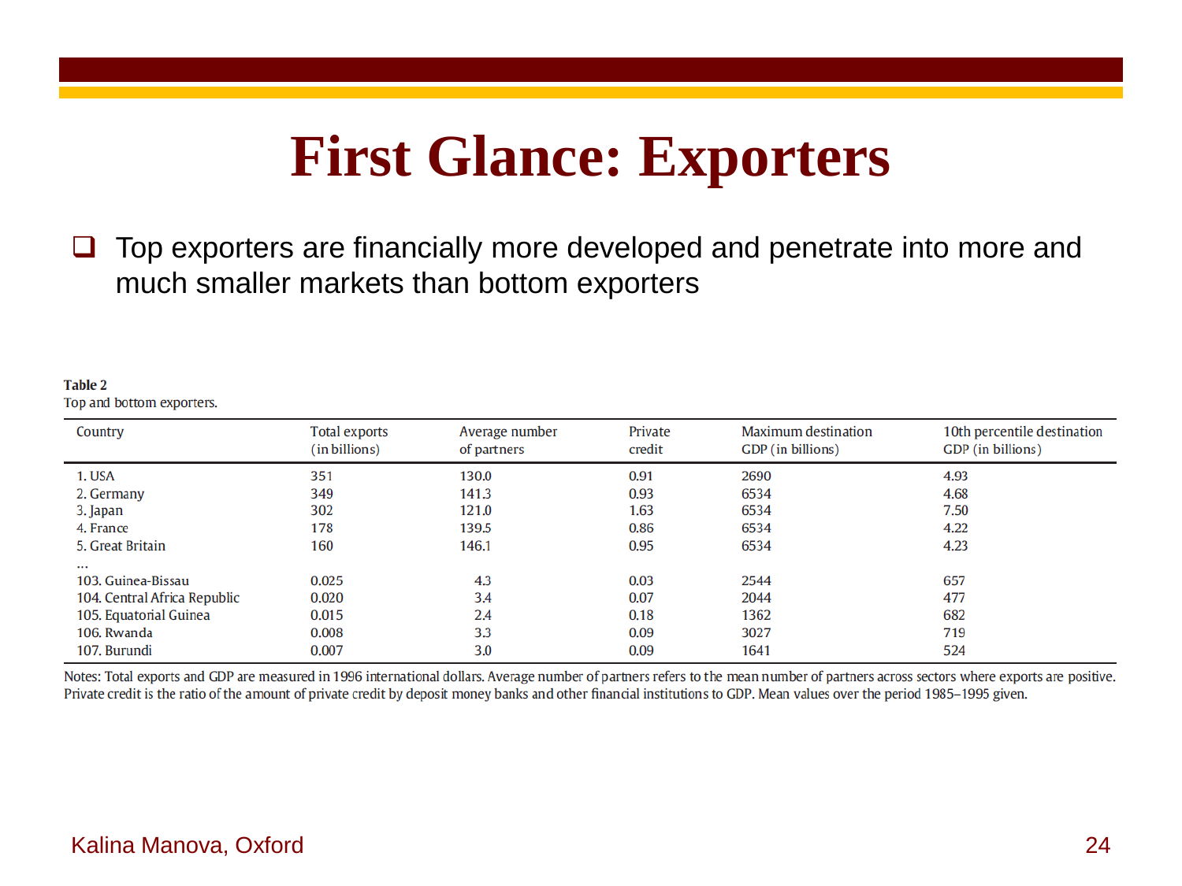# First Glance: Exporters

- Top exporters are financially more developed and penetrate into more and much smaller markets than bottom exporters

**Table 2**
Top and bottom exporters.

| Country | Total exports (in billions) | Average number of partners | Private credit | Maximum destination GDP (in billions) | 10th percentile destination GDP (in billions) |
|---|---|---|---|---|---|
| 1. USA | 351 | 130.0 | 0.91 | 2690 | 4.93 |
| 2. Germany | 349 | 141.3 | 0.93 | 6534 | 4.68 |
| 3. Japan | 302 | 121.0 | 1.63 | 6534 | 7.50 |
| 4. France | 178 | 139.5 | 0.86 | 6534 | 4.22 |
| 5. Great Britain | 160 | 146.1 | 0.95 | 6534 | 4.23 |
| … | | | | | |
| 103. Guinea-Bissau | 0.025 | 4.3 | 0.03 | 2544 | 657 |
| 104. Central Africa Republic | 0.020 | 3.4 | 0.07 | 2044 | 477 |
| 105. Equatorial Guinea | 0.015 | 2.4 | 0.18 | 1362 | 682 |
| 106. Rwanda | 0.008 | 3.3 | 0.09 | 3027 | 719 |
| 107. Burundi | 0.007 | 3.0 | 0.09 | 1641 | 524 |

Notes: Total exports and GDP are measured in 1996 international dollars. Average number of partners refers to the mean number of partners across sectors where exports are positive. Private credit is the ratio of the amount of private credit by deposit money banks and other financial institutions to GDP. Mean values over the period 1985–1995 given.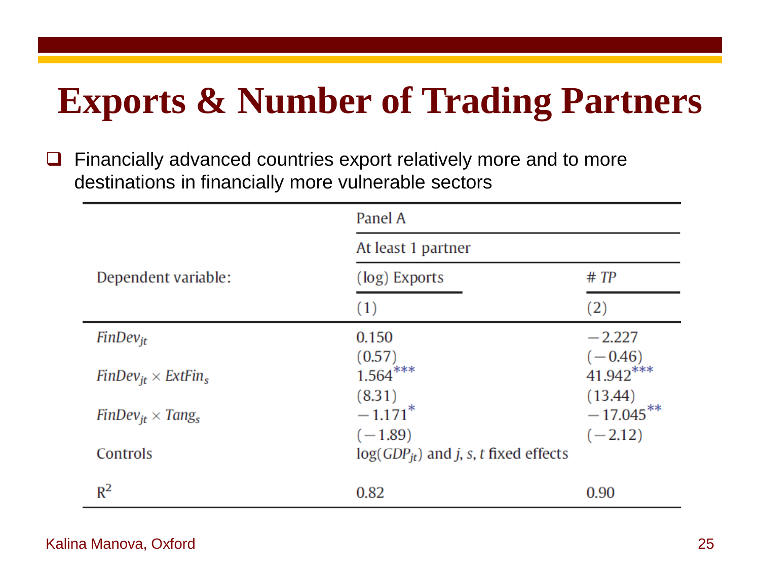# Exports & Number of Trading Partners

- Financially advanced countries export relatively more and to more destinations in financially more vulnerable sectors

| | Panel A | |
|---|---|---|
| | At least 1 partner | |
| Dependent variable: | (log) Exports | # *TP* |
| | (1) | (2) |
| $FinDev_{jt}$ | 0.150 | −2.227 |
| | (0.57) | (−0.46) |
| $FinDev_{jt} \times ExtFin_s$ | 1.564*** | 41.942*** |
| | (8.31) | (13.44) |
| $FinDev_{jt} \times Tang_s$ | −1.171* | −17.045** |
| | (−1.89) | (−2.12) |
| Controls | $\log(GDP_{jt})$ and $j$, $s$, $t$ fixed effects | |
| $R^2$ | 0.82 | 0.90 |

Kalina Manova, Oxford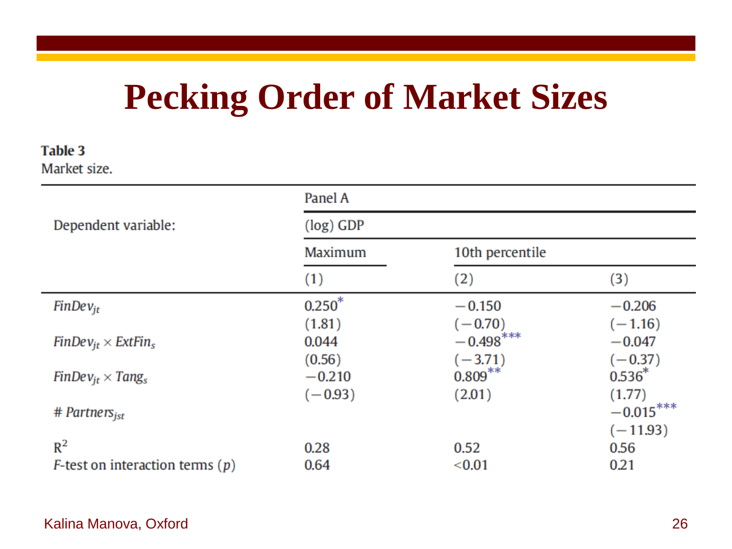# Pecking Order of Market Sizes

**Table 3**
Market size.

| | Panel A | | |
|---|---|---|---|
| Dependent variable: | (log) GDP | | |
| | Maximum | 10th percentile | |
| | (1) | (2) | (3) |
| $FinDev_{jt}$ | 0.250* | −0.150 | −0.206 |
| | (1.81) | (−0.70) | (−1.16) |
| $FinDev_{jt} \times ExtFin_s$ | 0.044 | −0.498*** | −0.047 |
| | (0.56) | (−3.71) | (−0.37) |
| $FinDev_{jt} \times Tang_s$ | −0.210 | 0.809** | 0.536* |
| | (−0.93) | (2.01) | (1.77) |
| $\# \, Partners_{jst}$ | | | −0.015*** |
| | | | (−11.93) |
| $R^2$ | 0.28 | 0.52 | 0.56 |
| $F$-test on interaction terms ($p$) | 0.64 | <0.01 | 0.21 |

Kalina Manova, Oxford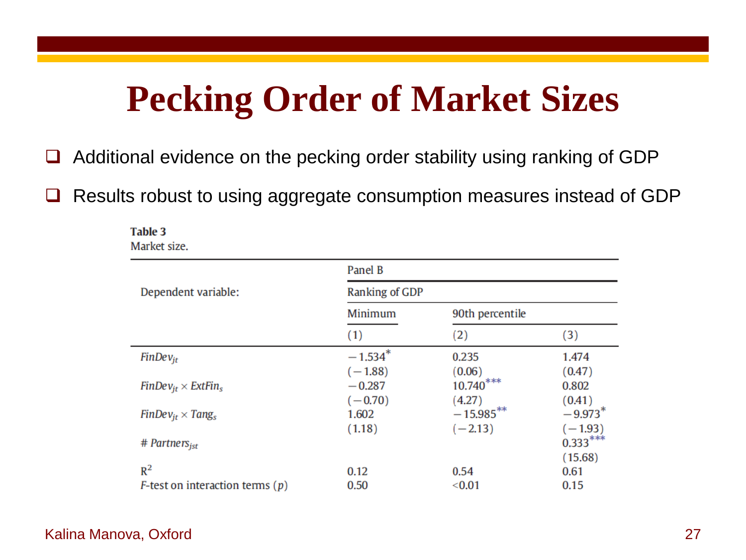# Pecking Order of Market Sizes

- Additional evidence on the pecking order stability using ranking of GDP
- Results robust to using aggregate consumption measures instead of GDP

**Table 3**
Market size.

| Dependent variable: | Panel B | | |
|---|---|---|---|
| | Ranking of GDP | | |
| | Minimum | 90th percentile | |
| | (1) | (2) | (3) |
| $FinDev_{jt}$ | $-1.534^{*}$ | 0.235 | 1.474 |
| | $(-1.88)$ | (0.06) | (0.47) |
| $FinDev_{jt} \times ExtFin_{s}$ | $-0.287$ | $10.740^{***}$ | 0.802 |
| | $(-0.70)$ | (4.27) | (0.41) |
| $FinDev_{jt} \times Tang_{s}$ | 1.602 | $-15.985^{**}$ | $-9.973^{*}$ |
| | (1.18) | $(-2.13)$ | $(-1.93)$ |
| $\# \, Partners_{jst}$ | | | $0.333^{***}$ |
| | | | (15.68) |
| $R^2$ | 0.12 | 0.54 | 0.61 |
| $F$-test on interaction terms ($p$) | 0.50 | <0.01 | 0.15 |

Kalina Manova, Oxford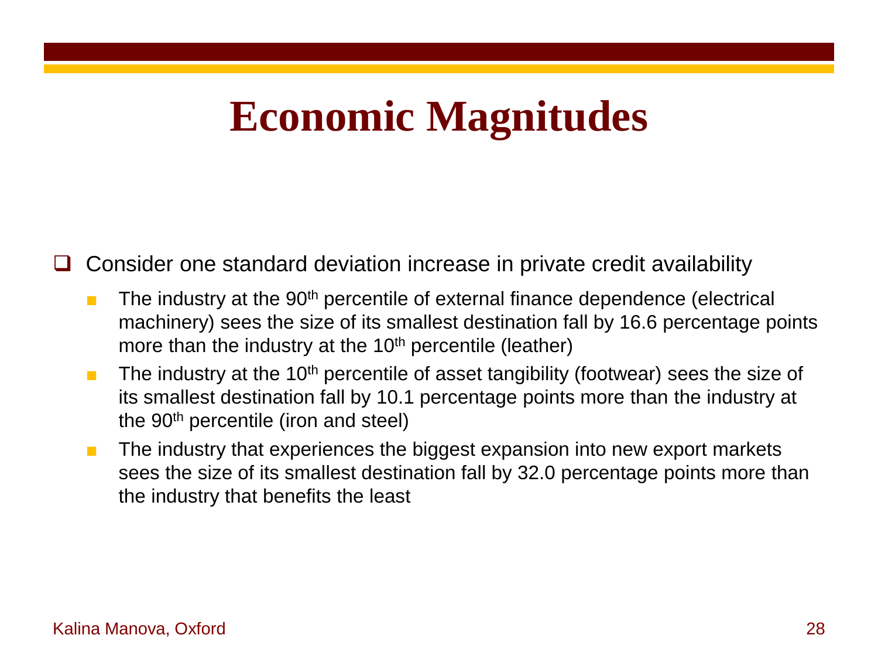# Economic Magnitudes

- Consider one standard deviation increase in private credit availability
  - The industry at the 90th percentile of external finance dependence (electrical machinery) sees the size of its smallest destination fall by 16.6 percentage points more than the industry at the 10th percentile (leather)
  - The industry at the 10th percentile of asset tangibility (footwear) sees the size of its smallest destination fall by 10.1 percentage points more than the industry at the 90th percentile (iron and steel)
  - The industry that experiences the biggest expansion into new export markets sees the size of its smallest destination fall by 32.0 percentage points more than the industry that benefits the least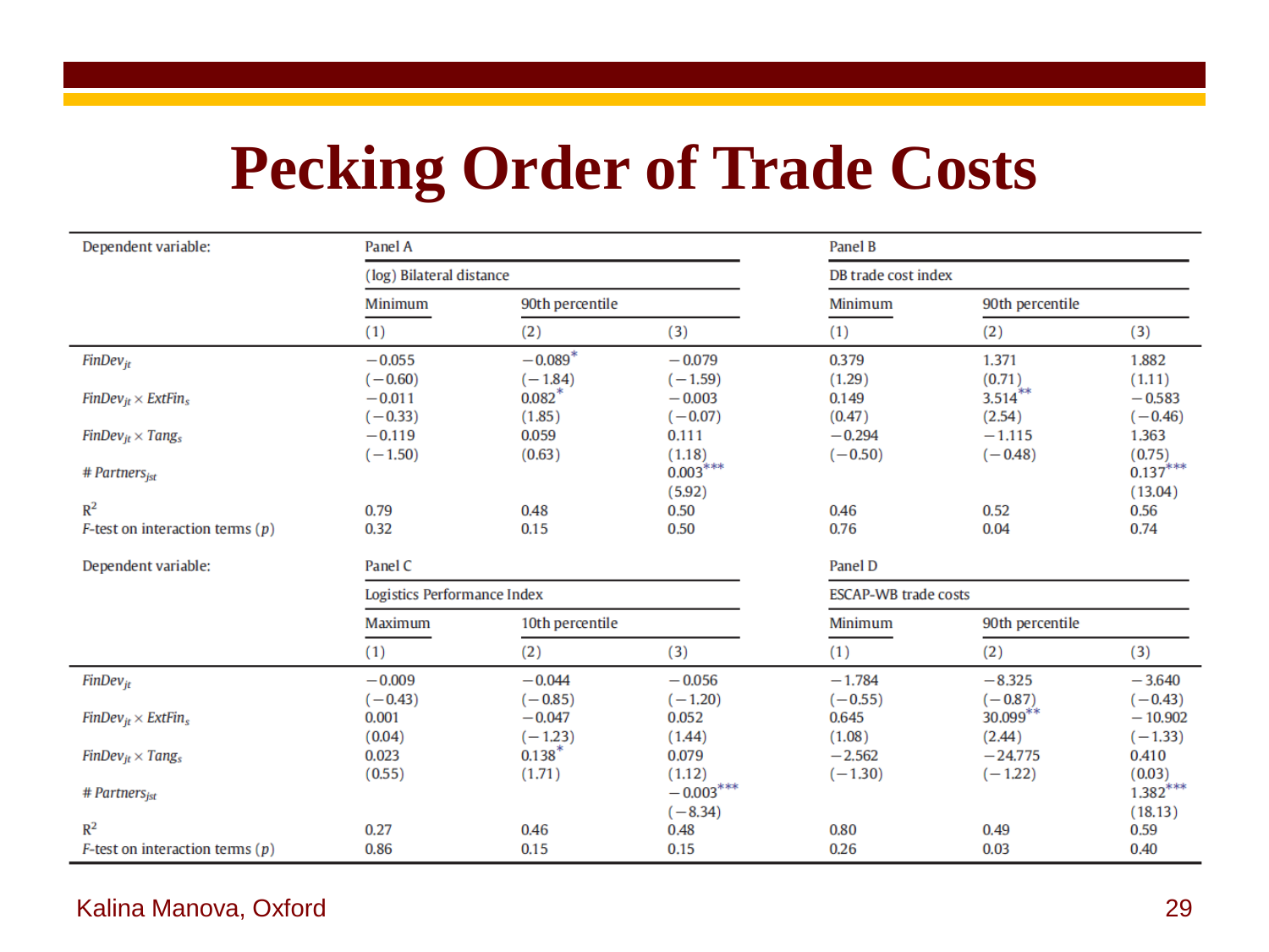# Pecking Order of Trade Costs

| Dependent variable: | Panel A | | | Panel B | | |
|---|---|---|---|---|---|---|
| | (log) Bilateral distance | | | DB trade cost index | | |
| | Minimum | 90th percentile | | Minimum | 90th percentile | |
| | (1) | (2) | (3) | (1) | (2) | (3) |
| $FinDev_{jt}$ | −0.055 | −0.089* | −0.079 | 0.379 | 1.371 | 1.882 |
| | (−0.60) | (−1.84) | (−1.59) | (1.29) | (0.71) | (1.11) |
| $FinDev_{jt} \times ExtFin_s$ | −0.011 | 0.082* | −0.003 | 0.149 | 3.514** | −0.583 |
| | (−0.33) | (1.85) | (−0.07) | (0.47) | (2.54) | (−0.46) |
| $FinDev_{jt} \times Tang_s$ | −0.119 | 0.059 | 0.111 | −0.294 | −1.115 | 1.363 |
| | (−1.50) | (0.63) | (1.18) | (−0.50) | (−0.48) | (0.75) |
| $\# Partners_{jst}$ | | | 0.003*** | | | 0.137*** |
| | | | (5.92) | | | (13.04) |
| $R^2$ | 0.79 | 0.48 | 0.50 | 0.46 | 0.52 | 0.56 |
| $F$-test on interaction terms ($p$) | 0.32 | 0.15 | 0.50 | 0.76 | 0.04 | 0.74 |

| Dependent variable: | Panel C | | | Panel D | | |
|---|---|---|---|---|---|---|
| | Logistics Performance Index | | | ESCAP-WB trade costs | | |
| | Maximum | 10th percentile | | Minimum | 90th percentile | |
| | (1) | (2) | (3) | (1) | (2) | (3) |
| $FinDev_{jt}$ | −0.009 | −0.044 | −0.056 | −1.784 | −8.325 | −3.640 |
| | (−0.43) | (−0.85) | (−1.20) | (−0.55) | (−0.87) | (−0.43) |
| $FinDev_{jt} \times ExtFin_s$ | 0.001 | −0.047 | 0.052 | 0.645 | 30.099** | −10.902 |
| | (0.04) | (−1.23) | (1.44) | (1.08) | (2.44) | (−1.33) |
| $FinDev_{jt} \times Tang_s$ | 0.023 | 0.138* | 0.079 | −2.562 | −24.775 | 0.410 |
| | (0.55) | (1.71) | (1.12) | (−1.30) | (−1.22) | (0.03) |
| $\# Partners_{jst}$ | | | −0.003*** | | | 1.382*** |
| | | | (−8.34) | | | (18.13) |
| $R^2$ | 0.27 | 0.46 | 0.48 | 0.80 | 0.49 | 0.59 |
| $F$-test on interaction terms ($p$) | 0.86 | 0.15 | 0.15 | 0.26 | 0.03 | 0.40 |

Kalina Manova, Oxford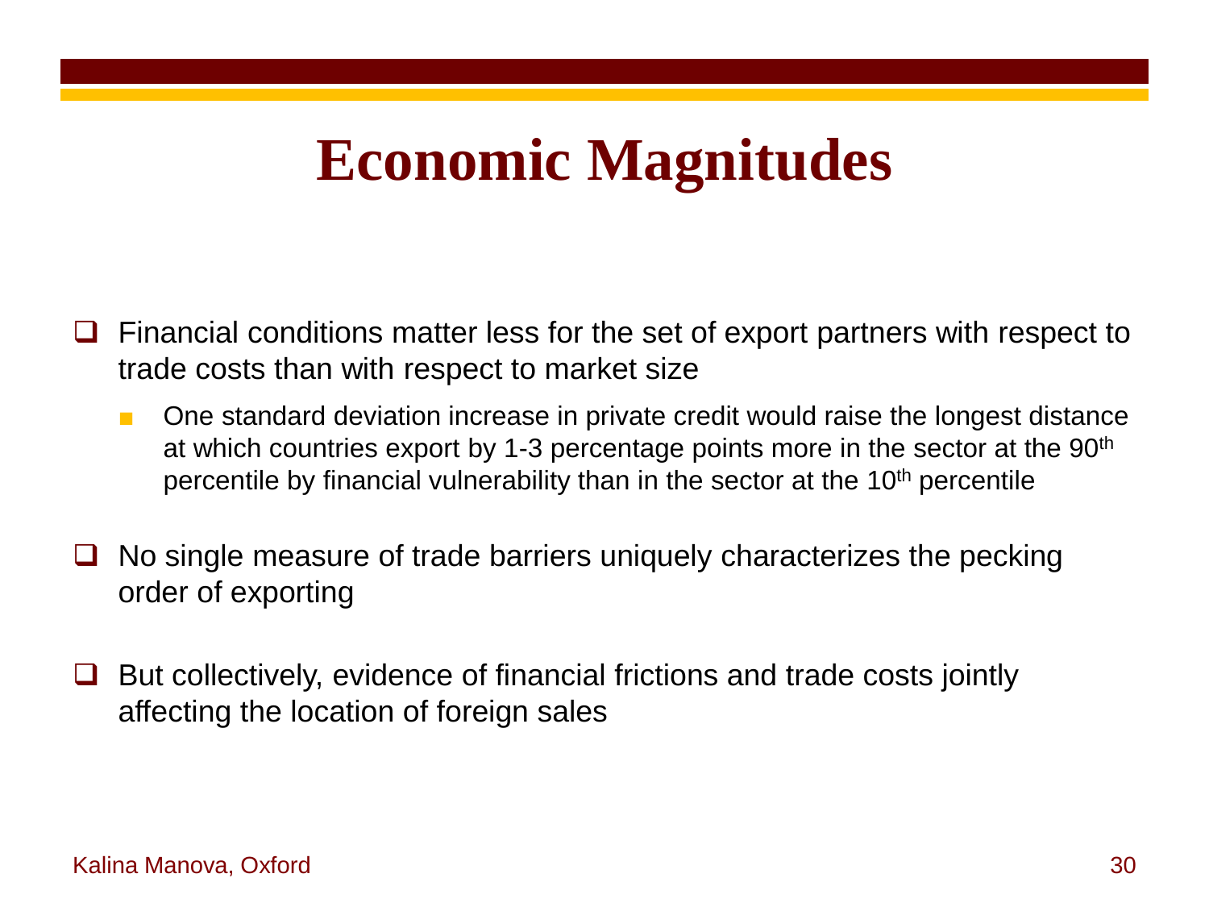# Economic Magnitudes

- Financial conditions matter less for the set of export partners with respect to trade costs than with respect to market size
  - One standard deviation increase in private credit would raise the longest distance at which countries export by 1-3 percentage points more in the sector at the 90$^{th}$ percentile by financial vulnerability than in the sector at the 10$^{th}$ percentile
- No single measure of trade barriers uniquely characterizes the pecking order of exporting
- But collectively, evidence of financial frictions and trade costs jointly affecting the location of foreign sales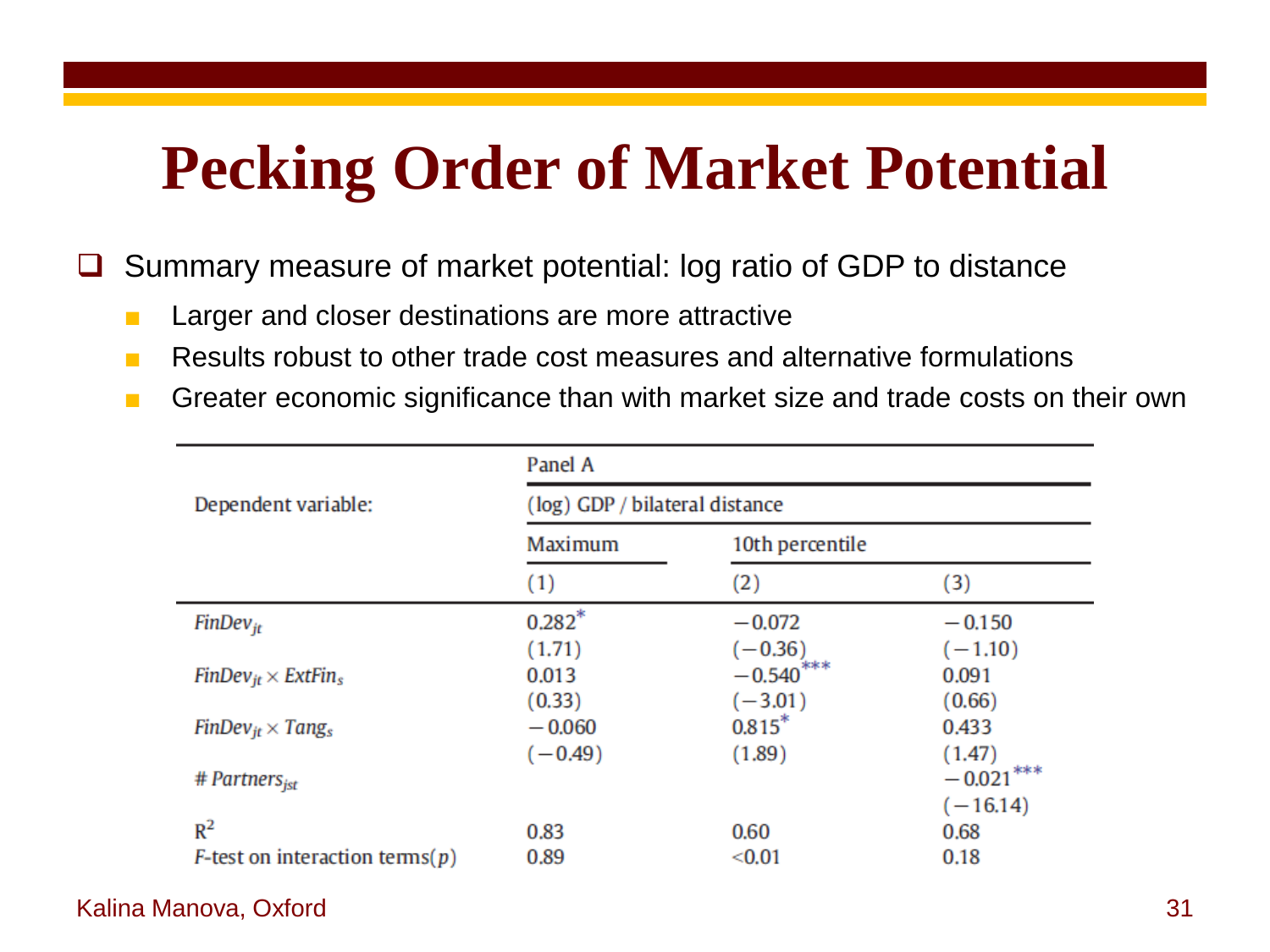# Pecking Order of Market Potential

- Summary measure of market potential: log ratio of GDP to distance
  - Larger and closer destinations are more attractive
  - Results robust to other trade cost measures and alternative formulations
  - Greater economic significance than with market size and trade costs on their own

| Dependent variable: | Panel A (log) GDP / bilateral distance | | |
|---|---|---|---|
| | Maximum | 10th percentile | |
| | (1) | (2) | (3) |
| $FinDev_{jt}$ | 0.282* | −0.072 | −0.150 |
| | (1.71) | (−0.36) | (−1.10) |
| $FinDev_{jt} \times ExtFin_s$ | 0.013 | −0.540*** | 0.091 |
| | (0.33) | (−3.01) | (0.66) |
| $FinDev_{jt} \times Tang_s$ | −0.060 | 0.815* | 0.433 |
| | (−0.49) | (1.89) | (1.47) |
| $\# Partners_{jst}$ | | | −0.021*** |
| | | | (−16.14) |
| $R^2$ | 0.83 | 0.60 | 0.68 |
| $F$-test on interaction terms($p$) | 0.89 | <0.01 | 0.18 |

Kalina Manova, Oxford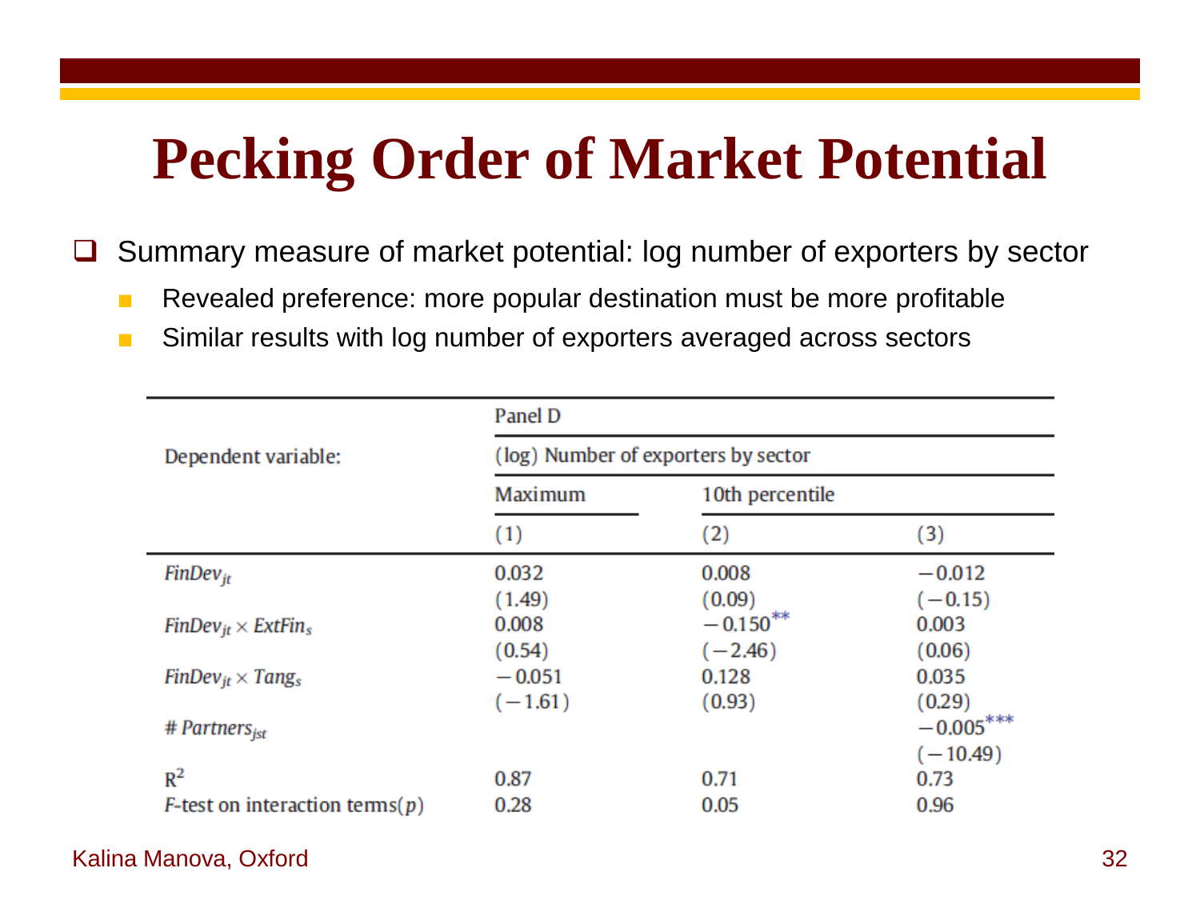# Pecking Order of Market Potential

- Summary measure of market potential: log number of exporters by sector
  - Revealed preference: more popular destination must be more profitable
  - Similar results with log number of exporters averaged across sectors

| Dependent variable: | Panel D | | |
|---|---|---|---|
| | (log) Number of exporters by sector | | |
| | Maximum | 10th percentile | |
| | (1) | (2) | (3) |
| $FinDev_{jt}$ | 0.032 | 0.008 | −0.012 |
| | (1.49) | (0.09) | (−0.15) |
| $FinDev_{jt} \times ExtFin_s$ | 0.008 | $-0.150^{**}$ | 0.003 |
| | (0.54) | (−2.46) | (0.06) |
| $FinDev_{jt} \times Tang_s$ | −0.051 | 0.128 | 0.035 |
| | (−1.61) | (0.93) | (0.29) |
| $\# Partners_{jst}$ | | | $-0.005^{***}$ |
| | | | (−10.49) |
| $R^2$ | 0.87 | 0.71 | 0.73 |
| $F$-test on interaction terms($p$) | 0.28 | 0.05 | 0.96 |

Kalina Manova, Oxford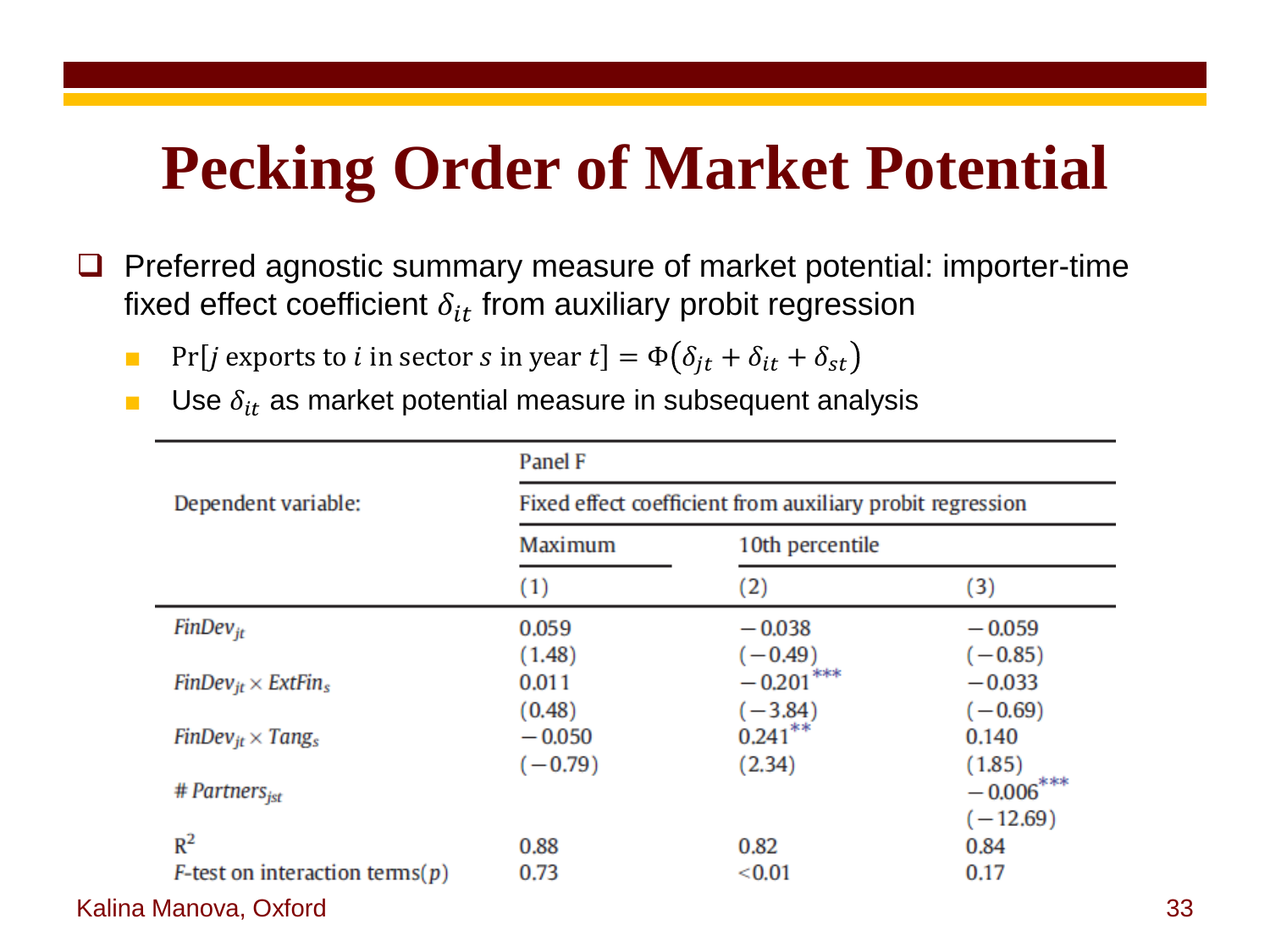# Pecking Order of Market Potential

- Preferred agnostic summary measure of market potential: importer-time fixed effect coefficient $\delta_{it}$ from auxiliary probit regression
  - $\Pr[j \text{ exports to } i \text{ in sector } s \text{ in year } t] = \Phi(\delta_{jt} + \delta_{it} + \delta_{st})$
  - Use $\delta_{it}$ as market potential measure in subsequent analysis

| Dependent variable: | Panel F<br>Fixed effect coefficient from auxiliary probit regression | | |
|---|---|---|---|
| | Maximum | 10th percentile | |
| | (1) | (2) | (3) |
| $FinDev_{jt}$ | 0.059 | −0.038 | −0.059 |
| | (1.48) | (−0.49) | (−0.85) |
| $FinDev_{jt} \times ExtFin_s$ | 0.011 | −0.201*** | −0.033 |
| | (0.48) | (−3.84) | (−0.69) |
| $FinDev_{jt} \times Tang_s$ | −0.050 | 0.241** | 0.140 |
| | (−0.79) | (2.34) | (1.85) |
| $\# Partners_{jst}$ | | | −0.006*** |
| | | | (−12.69) |
| $R^2$ | 0.88 | 0.82 | 0.84 |
| $F$-test on interaction terms($p$) | 0.73 | <0.01 | 0.17 |

Kalina Manova, Oxford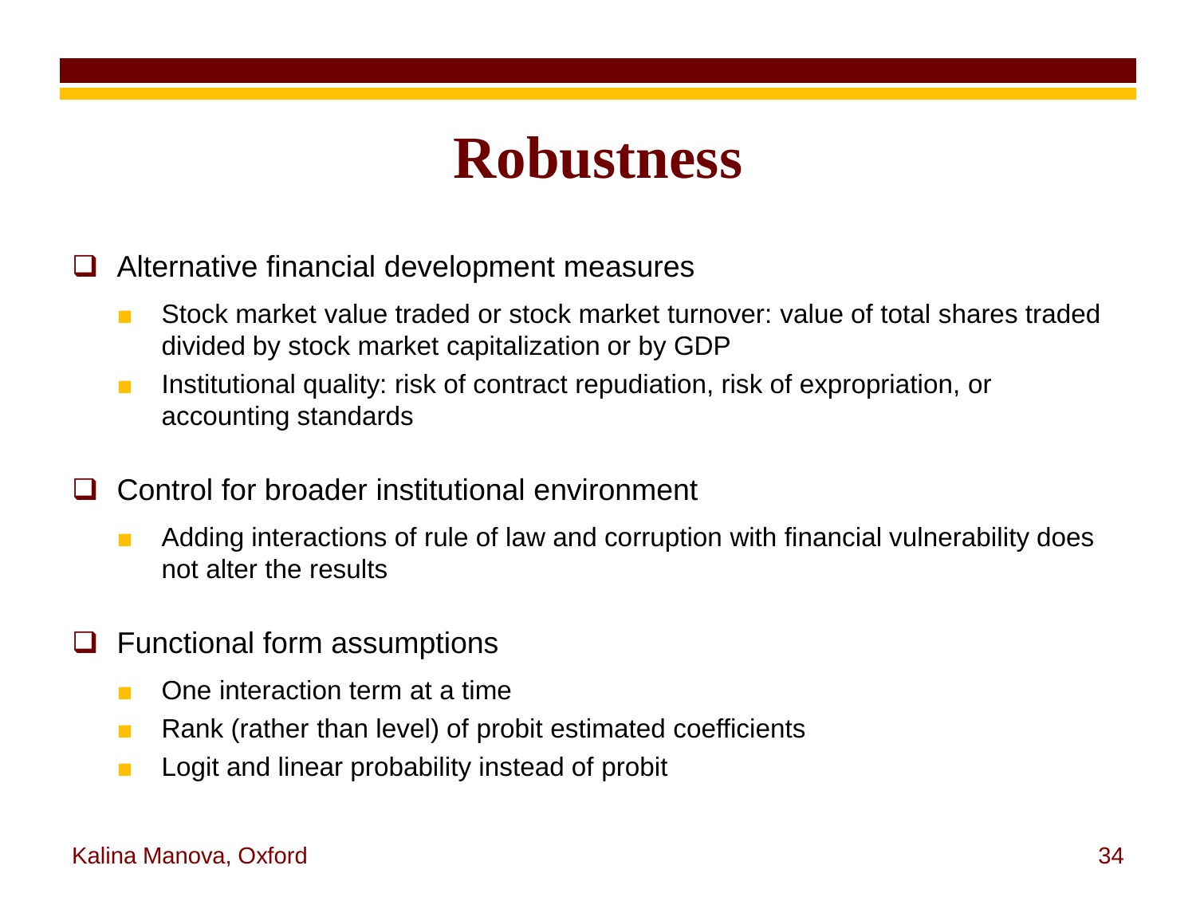# Robustness

- Alternative financial development measures
  - Stock market value traded or stock market turnover: value of total shares traded divided by stock market capitalization or by GDP
  - Institutional quality: risk of contract repudiation, risk of expropriation, or accounting standards

- Control for broader institutional environment
  - Adding interactions of rule of law and corruption with financial vulnerability does not alter the results

- Functional form assumptions
  - One interaction term at a time
  - Rank (rather than level) of probit estimated coefficients
  - Logit and linear probability instead of probit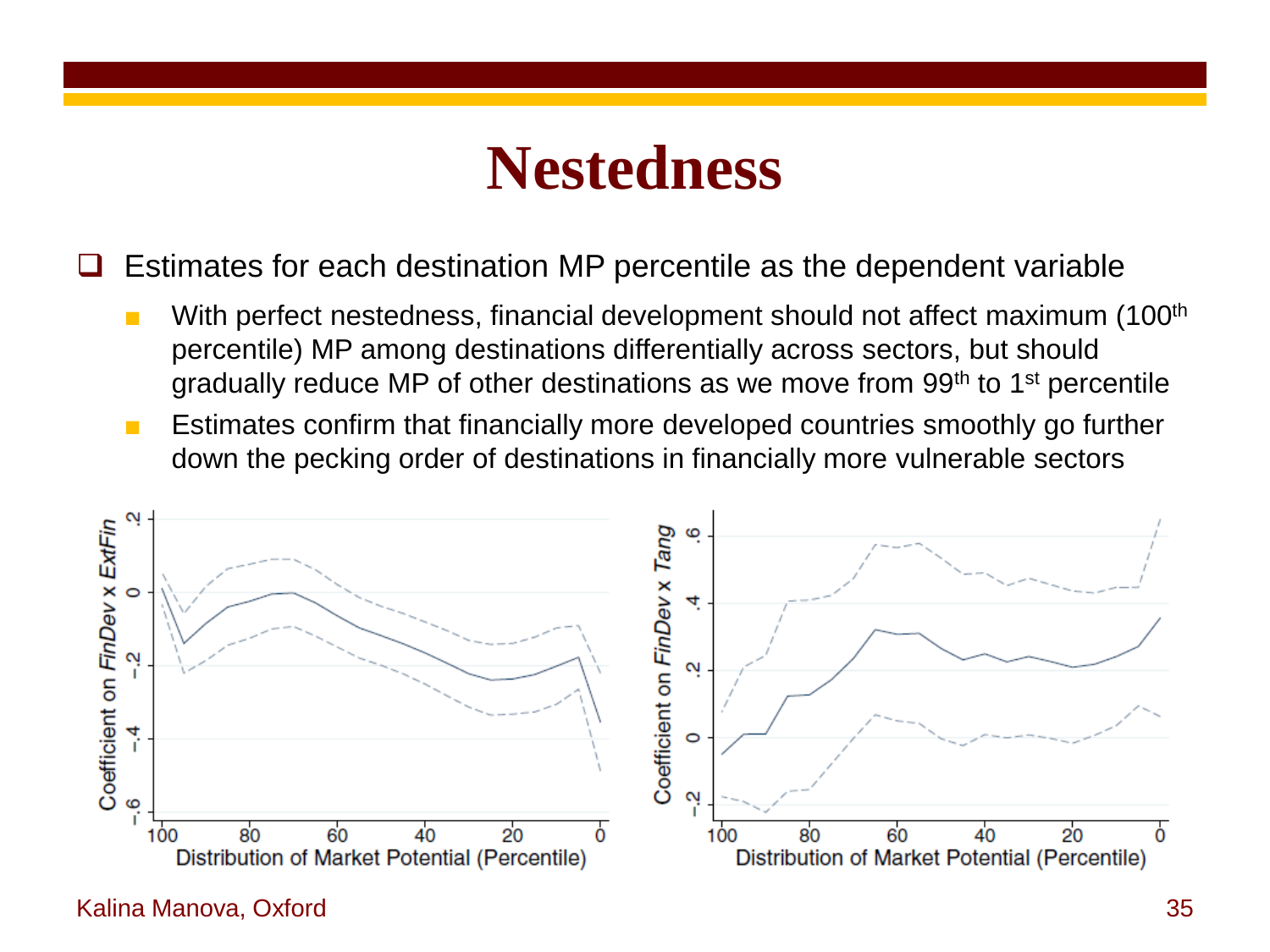# Nestedness

- Estimates for each destination MP percentile as the dependent variable
  - With perfect nestedness, financial development should not affect maximum (100th percentile) MP among destinations differentially across sectors, but should gradually reduce MP of other destinations as we move from 99th to 1st percentile
  - Estimates confirm that financially more developed countries smoothly go further down the pecking order of destinations in financially more vulnerable sectors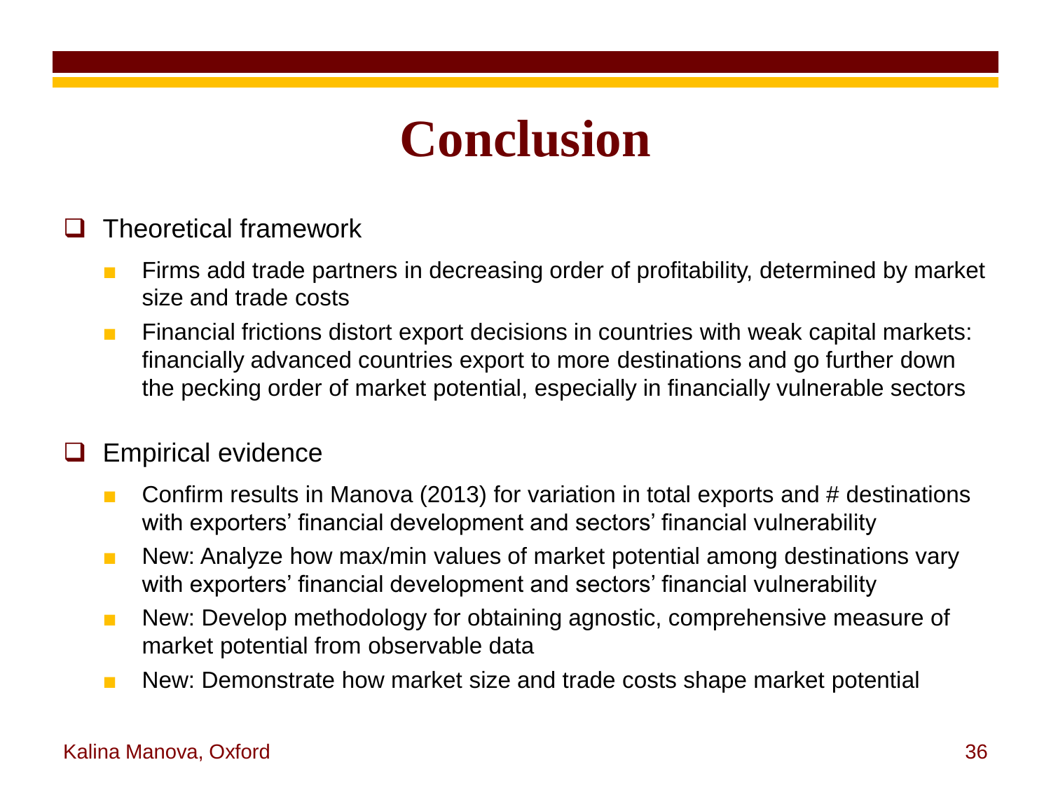# Conclusion

- Theoretical framework
  - Firms add trade partners in decreasing order of profitability, determined by market size and trade costs
  - Financial frictions distort export decisions in countries with weak capital markets: financially advanced countries export to more destinations and go further down the pecking order of market potential, especially in financially vulnerable sectors

- Empirical evidence
  - Confirm results in Manova (2013) for variation in total exports and # destinations with exporters' financial development and sectors' financial vulnerability
  - New: Analyze how max/min values of market potential among destinations vary with exporters' financial development and sectors' financial vulnerability
  - New: Develop methodology for obtaining agnostic, comprehensive measure of market potential from observable data
  - New: Demonstrate how market size and trade costs shape market potential